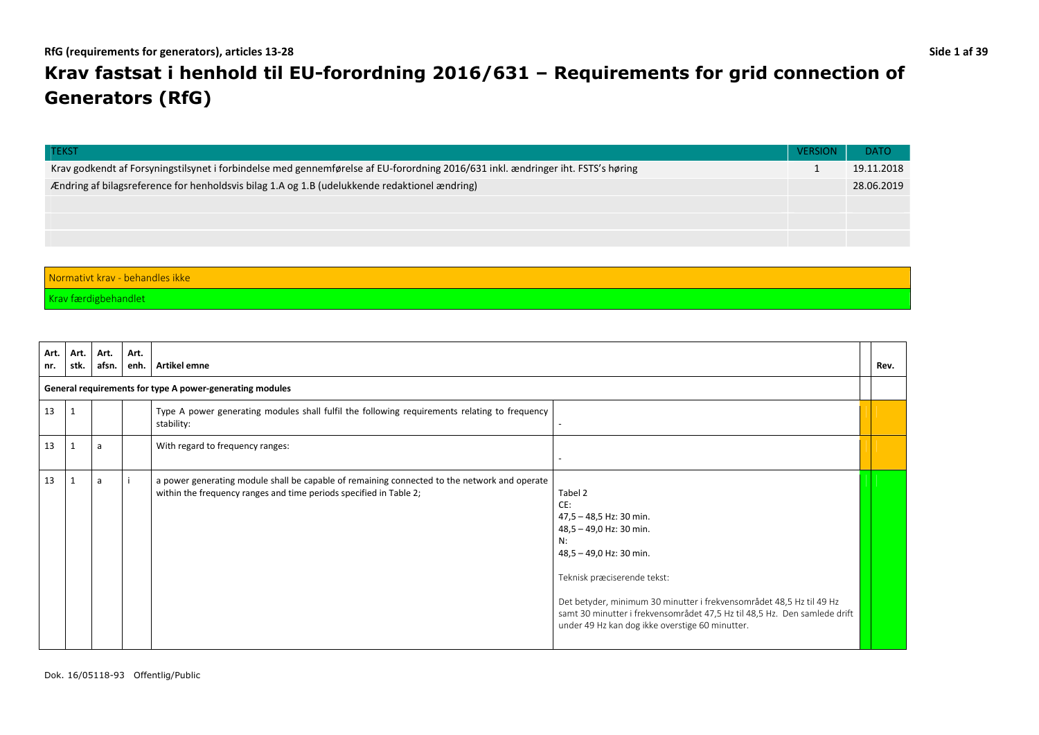# Krav fastsat i henhold til EU-forordning 2016/631 – Requirements for grid connection of Generators (RfG)

| TEKST | VERSION | DATO |
|---|---|---|
| Krav godkendt af Forsyningstilsynet i forbindelse med gennemførelse af EU-forordning 2016/631 inkl. ændringer iht. FSTS's høring | 1 | 19.11.2018 |
| Ændring af bilagsreference for henholdsvis bilag 1.A og 1.B (udelukkende redaktionel ændring) | | 28.06.2019 |
| | | |
| | | |
| | | |

| |
|---|
| Normativt krav - behandles ikke |
| Krav færdigbehandlet |

| Art. nr. | Art. stk. | Art. afsn. | Art. enh. | Artikel emne | | | Rev. |
|---|---|---|---|---|---|---|---|
| **General requirements for type A power-generating modules** | | | | | | | |
| 13 | 1 | | | Type A power generating modules shall fulfil the following requirements relating to frequency stability: | - | | |
| 13 | 1 | a | | With regard to frequency ranges: | - | | |
| 13 | 1 | a | i | a power generating module shall be capable of remaining connected to the network and operate within the frequency ranges and time periods specified in Table 2; | Tabel 2<br>CE:<br>47,5 – 48,5 Hz: 30 min.<br>48,5 – 49,0 Hz: 30 min.<br>N:<br>48,5 – 49,0 Hz: 30 min.<br><br>Teknisk præciserende tekst:<br><br>Det betyder, minimum 30 minutter i frekvensområdet 48,5 Hz til 49 Hz samt 30 minutter i frekvensområdet 47,5 Hz til 48,5 Hz. Den samlede drift under 49 Hz kan dog ikke overstige 60 minutter. | | |

Dok. 16/05118-93 Offentlig/Public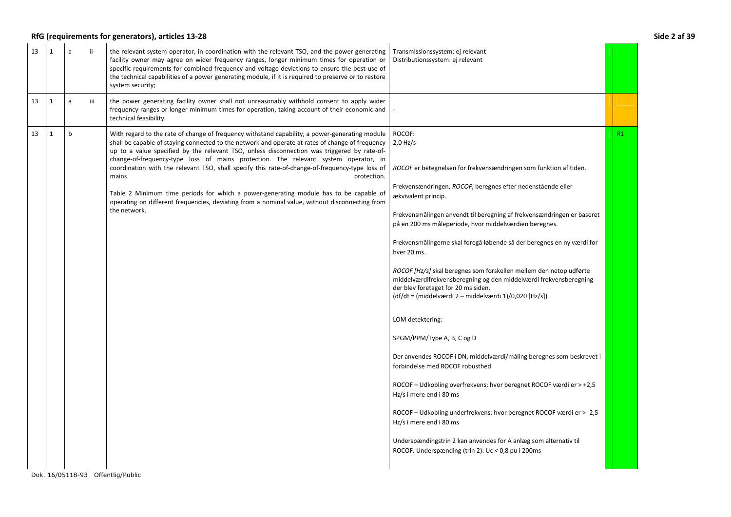## RfG (requirements for generators), articles 13-28

| | | | | | | | |
|---|---|---|---|---|---|---|---|
| 13 | 1 | a | ii | the relevant system operator, in coordination with the relevant TSO, and the power generating facility owner may agree on wider frequency ranges, longer minimum times for operation or specific requirements for combined frequency and voltage deviations to ensure the best use of the technical capabilities of a power generating module, if it is required to preserve or to restore system security; | Transmissionssystem: ej relevant<br>Distributionssystem: ej relevant | | |
| 13 | 1 | a | iii | the power generating facility owner shall not unreasonably withhold consent to apply wider frequency ranges or longer minimum times for operation, taking account of their economic and technical feasibility. | - | | |
| 13 | 1 | b | | With regard to the rate of change of frequency withstand capability, a power-generating module shall be capable of staying connected to the network and operate at rates of change of frequency up to a value specified by the relevant TSO, unless disconnection was triggered by rate-of-change-of-frequency-type loss of mains protection. The relevant system operator, in coordination with the relevant TSO, shall specify this rate-of-change-of-frequency-type loss of mains protection.<br><br>Table 2 Minimum time periods for which a power-generating module has to be capable of operating on different frequencies, deviating from a nominal value, without disconnecting from the network. | ROCOF:<br>2,0 Hz/s<br><br>*ROCOF* er betegnelsen for frekvensændringen som funktion af tiden.<br><br>Frekvensændringen, *ROCOF*, beregnes efter nedenstående eller ækvivalent princip.<br><br>Frekvensmålingen anvendt til beregning af frekvensændringen er baseret på en 200 ms måleperiode, hvor middelværdien beregnes.<br><br>Frekvensmålingerne skal foregå løbende så der beregnes en ny værdi for hver 20 ms.<br><br>*ROCOF [Hz/s]* skal beregnes som forskellen mellem den netop udførte middelværdifrekvensberegning og den middelværdi frekvensberegning der blev foretaget for 20 ms siden.<br>(df/dt = (middelværdi 2 – middelværdi 1)/0,020 [Hz/s])<br><br>LOM detektering:<br><br>SPGM/PPM/Type A, B, C og D<br><br>Der anvendes ROCOF i DN, middelværdi/måling beregnes som beskrevet i forbindelse med ROCOF robusthed<br><br>ROCOF – Udkobling overfrekvens: hvor beregnet ROCOF værdi er > +2,5 Hz/s i mere end i 80 ms<br><br>ROCOF – Udkobling underfrekvens: hvor beregnet ROCOF værdi er > -2,5 Hz/s i mere end i 80 ms<br><br>Underspændingstrin 2 kan anvendes for A anlæg som alternativ til ROCOF. Underspænding (trin 2): Uc < 0,8 pu i 200ms | | R1 |

Dok. 16/05118-93 Offentlig/Public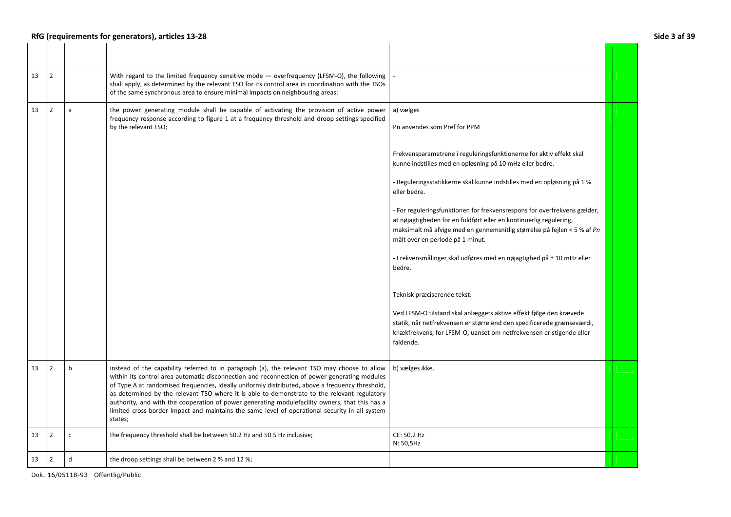| | | | | | | | |
|---|---|---|---|---|---|---|---|
| | | | | | | | |
| 13 | 2 | | | With regard to the limited frequency sensitive mode — overfrequency (LFSM-O), the following shall apply, as determined by the relevant TSO for its control area in coordination with the TSOs of the same synchronous area to ensure minimal impacts on neighbouring areas: | - | | |
| 13 | 2 | a | | the power generating module shall be capable of activating the provision of active power frequency response according to figure 1 at a frequency threshold and droop settings specified by the relevant TSO; | a) vælges<br><br>Pn anvendes som Pref for PPM<br><br>Frekvensparametrene i reguleringsfunktionerne for aktiv effekt skal kunne indstilles med en opløsning på 10 mHz eller bedre.<br><br>- Reguleringsstatikkerne skal kunne indstilles med en opløsning på 1 % eller bedre.<br><br>- For reguleringsfunktionen for frekvensrespons for overfrekvens gælder, at nøjagtigheden for en fuldført eller en kontinuerlig regulering, maksimalt må afvige med en gennemsnitlig størrelse på fejlen < 5 % af *Pn* målt over en periode på 1 minut.<br><br>- Frekvensmålinger skal udføres med en nøjagtighed på ± 10 mHz eller bedre.<br><br>Teknisk præciserende tekst:<br><br>Ved LFSM-O tilstand skal anlæggets aktive effekt følge den krævede statik, når netfrekvensen er større end den specificerede grænseværdi, knækfrekvens, for LFSM-O, uanset om netfrekvensen er stigende eller faldende. | | |
| 13 | 2 | b | | instead of the capability referred to in paragraph (a), the relevant TSO may choose to allow within its control area automatic disconnection and reconnection of power generating modules of Type A at randomised frequencies, ideally uniformly distributed, above a frequency threshold, as determined by the relevant TSO where it is able to demonstrate to the relevant regulatory authority, and with the cooperation of power generating modulefacility owners, that this has a limited cross-border impact and maintains the same level of operational security in all system states; | b) vælges ikke. | | |
| 13 | 2 | c | | the frequency threshold shall be between 50.2 Hz and 50.5 Hz inclusive; | CE: 50,2 Hz<br>N: 50,5Hz | | |
| 13 | 2 | d | | the droop settings shall be between 2 % and 12 %; | | | |

Dok. 16/05118-93 Offentlig/Public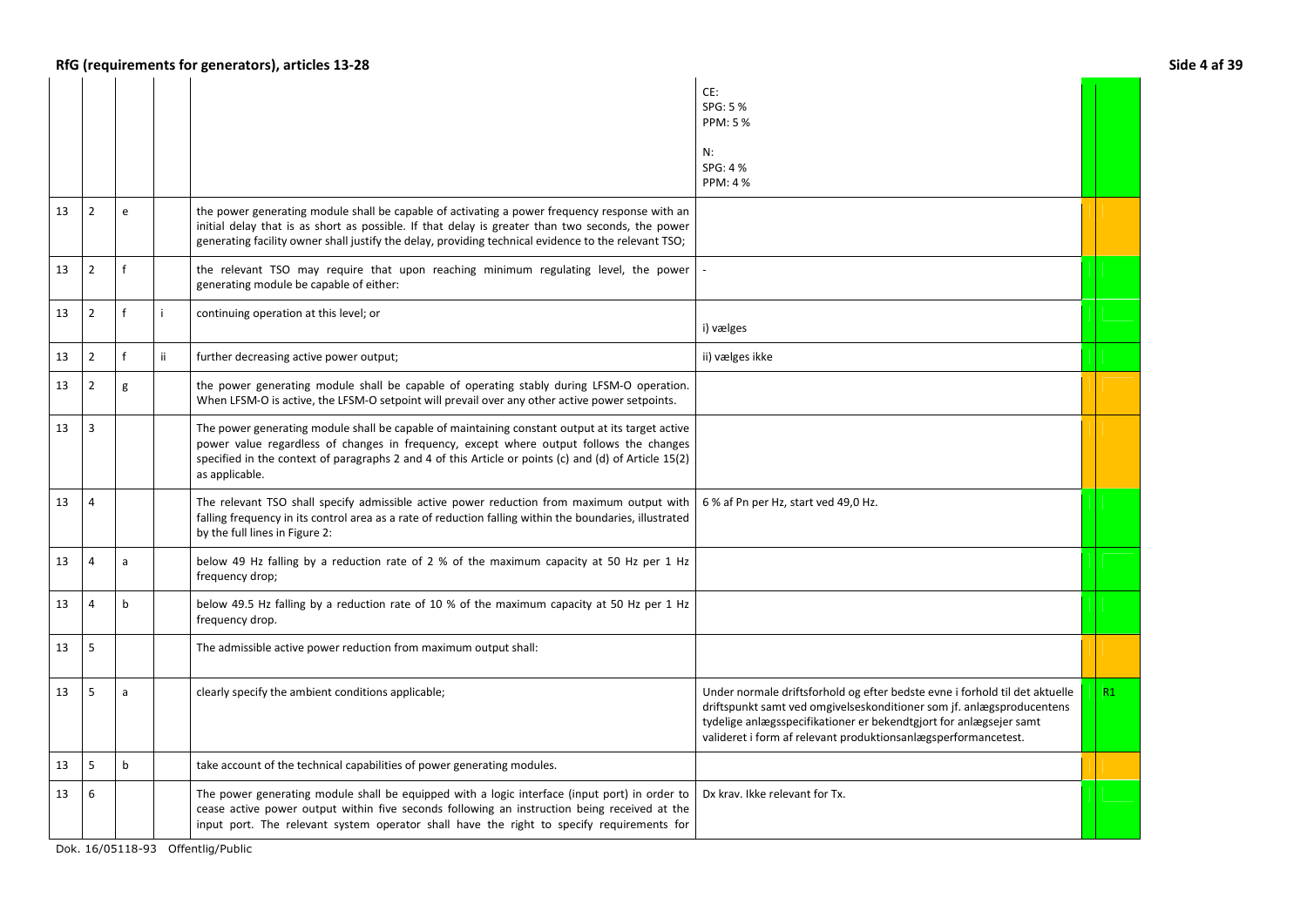| | | | | | | | |
|---|---|---|---|---|---|---|---|
| | | | | | CE:<br>SPG: 5 %<br>PPM: 5 %<br><br>N:<br>SPG: 4 %<br>PPM: 4 % | | |
| 13 | 2 | e | | the power generating module shall be capable of activating a power frequency response with an initial delay that is as short as possible. If that delay is greater than two seconds, the power generating facility owner shall justify the delay, providing technical evidence to the relevant TSO; | | | |
| 13 | 2 | f | | the relevant TSO may require that upon reaching minimum regulating level, the power generating module be capable of either: | - | | |
| 13 | 2 | f | i | continuing operation at this level; or | i) vælges | | |
| 13 | 2 | f | ii | further decreasing active power output; | ii) vælges ikke | | |
| 13 | 2 | g | | the power generating module shall be capable of operating stably during LFSM-O operation. When LFSM-O is active, the LFSM-O setpoint will prevail over any other active power setpoints. | | | |
| 13 | 3 | | | The power generating module shall be capable of maintaining constant output at its target active power value regardless of changes in frequency, except where output follows the changes specified in the context of paragraphs 2 and 4 of this Article or points (c) and (d) of Article 15(2) as applicable. | | | |
| 13 | 4 | | | The relevant TSO shall specify admissible active power reduction from maximum output with falling frequency in its control area as a rate of reduction falling within the boundaries, illustrated by the full lines in Figure 2: | 6 % af Pn per Hz, start ved 49,0 Hz. | | |
| 13 | 4 | a | | below 49 Hz falling by a reduction rate of 2 % of the maximum capacity at 50 Hz per 1 Hz frequency drop; | | | |
| 13 | 4 | b | | below 49.5 Hz falling by a reduction rate of 10 % of the maximum capacity at 50 Hz per 1 Hz frequency drop. | | | |
| 13 | 5 | | | The admissible active power reduction from maximum output shall: | | | |
| 13 | 5 | a | | clearly specify the ambient conditions applicable; | Under normale driftsforhold og efter bedste evne i forhold til det aktuelle driftspunkt samt ved omgivelseskonditioner som jf. anlægsproducentens tydelige anlægsspecifikationer er bekendtgjort for anlægsejer samt valideret i form af relevant produktionsanlægsperformancetest. | | R1 |
| 13 | 5 | b | | take account of the technical capabilities of power generating modules. | | | |
| 13 | 6 | | | The power generating module shall be equipped with a logic interface (input port) in order to cease active power output within five seconds following an instruction being received at the input port. The relevant system operator shall have the right to specify requirements for | Dx krav. Ikke relevant for Tx. | | |

Dok. 16/05118-93 Offentlig/Public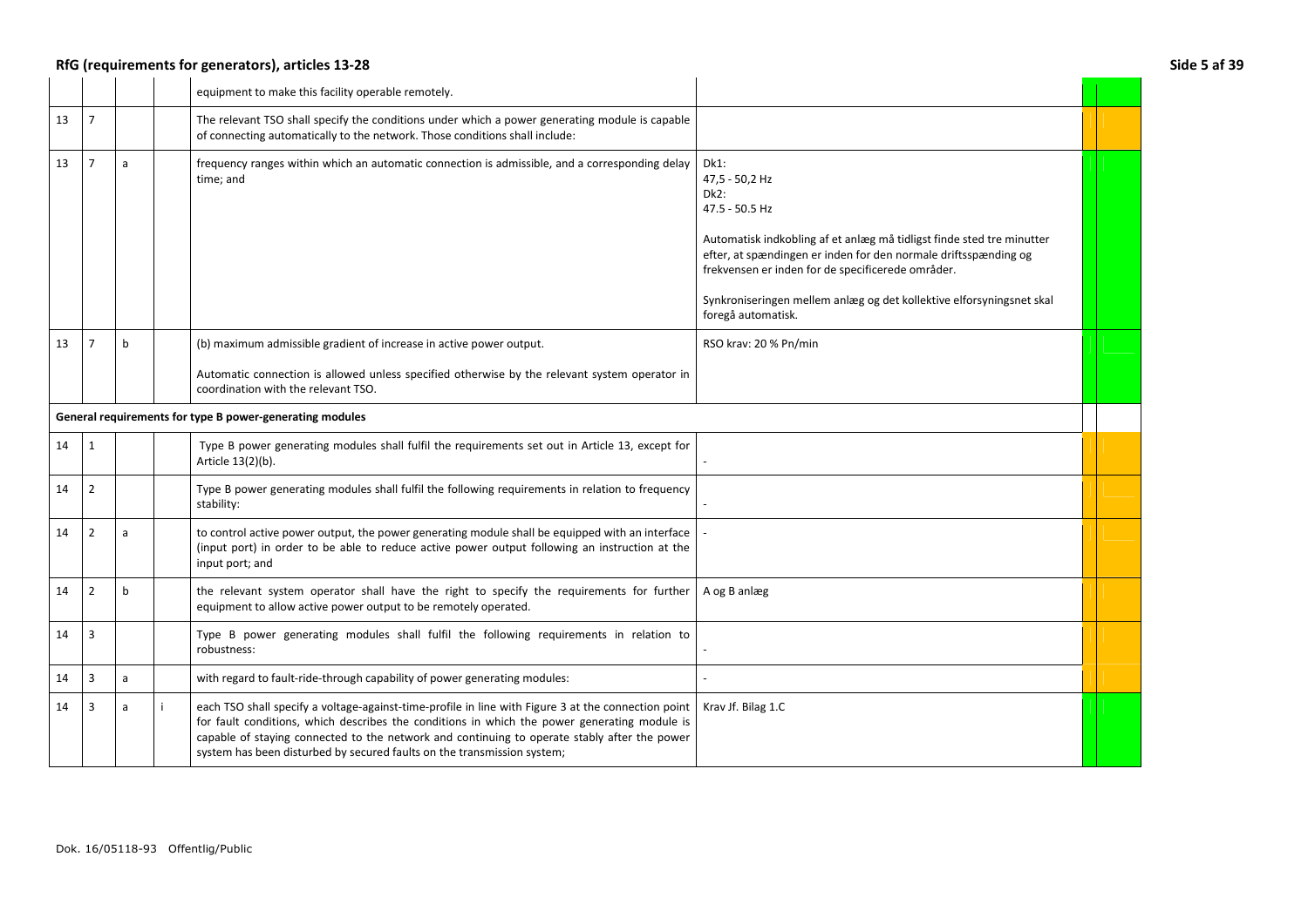| | | | | | |
|---|---|---|---|---|---|
| | | | | equipment to make this facility operable remotely. | |
| 13 | 7 | | | The relevant TSO shall specify the conditions under which a power generating module is capable of connecting automatically to the network. Those conditions shall include: | |
| 13 | 7 | a | | frequency ranges within which an automatic connection is admissible, and a corresponding delay time; and | Dk1:<br>47,5 - 50,2 Hz<br>Dk2:<br>47.5 - 50.5 Hz<br><br>Automatisk indkobling af et anlæg må tidligst finde sted tre minutter efter, at spændingen er inden for den normale driftsspænding og frekvensen er inden for de specificerede områder.<br><br>Synkroniseringen mellem anlæg og det kollektive elforsyningsnet skal foregå automatisk. |
| 13 | 7 | b | | (b) maximum admissible gradient of increase in active power output.<br><br>Automatic connection is allowed unless specified otherwise by the relevant system operator in coordination with the relevant TSO. | RSO krav: 20 % Pn/min |
| **General requirements for type B power-generating modules** | | | | | |
| 14 | 1 | | | Type B power generating modules shall fulfil the requirements set out in Article 13, except for Article 13(2)(b). | - |
| 14 | 2 | | | Type B power generating modules shall fulfil the following requirements in relation to frequency stability: | - |
| 14 | 2 | a | | to control active power output, the power generating module shall be equipped with an interface (input port) in order to be able to reduce active power output following an instruction at the input port; and | - |
| 14 | 2 | b | | the relevant system operator shall have the right to specify the requirements for further equipment to allow active power output to be remotely operated. | A og B anlæg |
| 14 | 3 | | | Type B power generating modules shall fulfil the following requirements in relation to robustness: | - |
| 14 | 3 | a | | with regard to fault-ride-through capability of power generating modules: | - |
| 14 | 3 | a | i | each TSO shall specify a voltage-against-time-profile in line with Figure 3 at the connection point for fault conditions, which describes the conditions in which the power generating module is capable of staying connected to the network and continuing to operate stably after the power system has been disturbed by secured faults on the transmission system; | Krav Jf. Bilag 1.C |

Dok. 16/05118-93 Offentlig/Public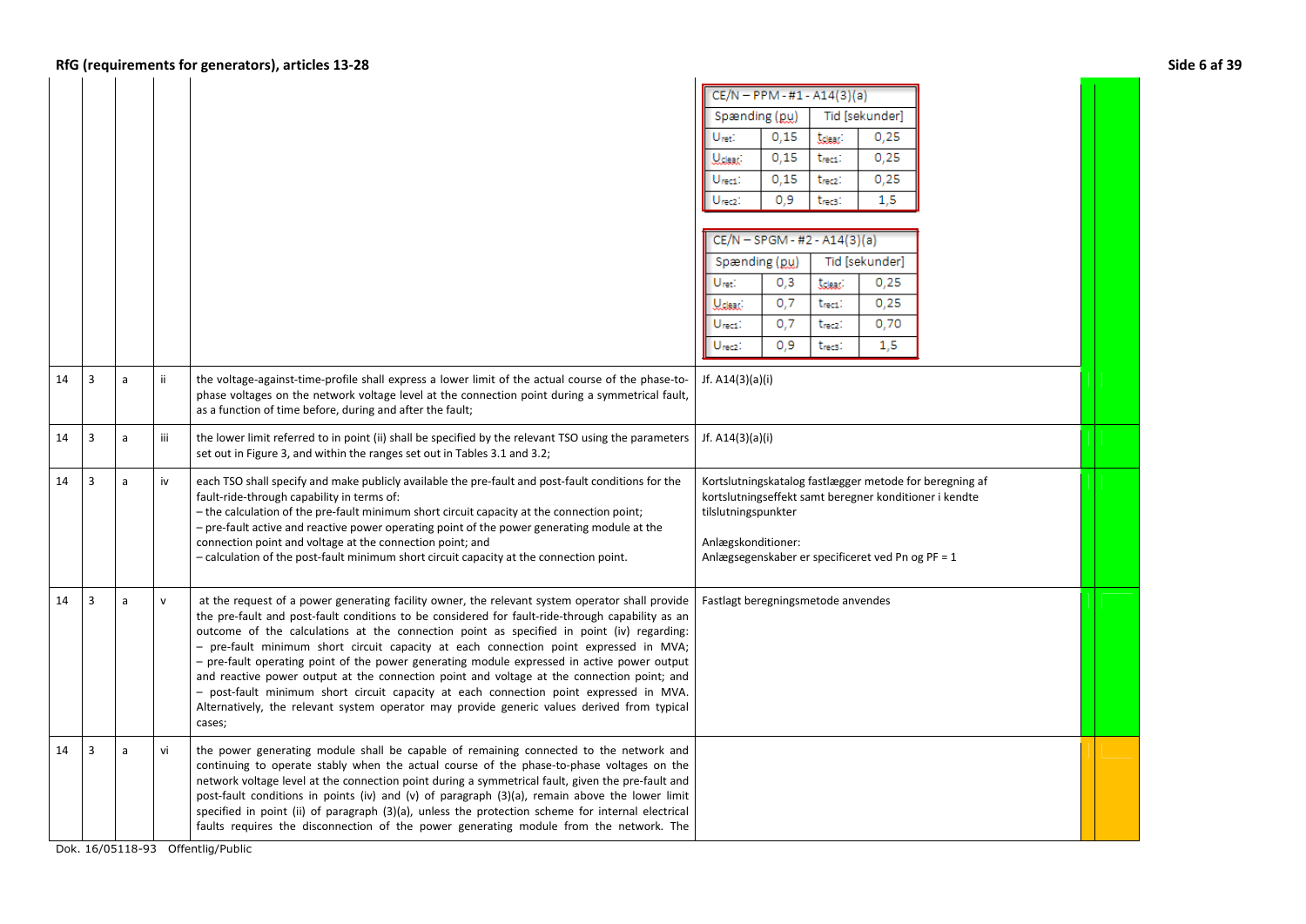## RfG (requirements for generators), articles 13-28

| | | | | | | |
|---|---|---|---|---|---|---|
| | | | | | CE/N – PPM - #1 - A14(3)(a)<br><br>Spænding (pu) / Tid [sekunder]<br>$U_{ret}$: 0,15 / $t_{clear}$: 0,25<br>$U_{clear}$: 0,15 / $t_{rec1}$: 0,25<br>$U_{rec1}$: 0,15 / $t_{rec2}$: 0,25<br>$U_{rec2}$: 0,9 / $t_{rec3}$: 1,5<br><br>CE/N – SPGM - #2 - A14(3)(a)<br><br>Spænding (pu) / Tid [sekunder]<br>$U_{ret}$: 0,3 / $t_{clear}$: 0,25<br>$U_{clear}$: 0,7 / $t_{rec1}$: 0,25<br>$U_{rec1}$: 0,7 / $t_{rec2}$: 0,70<br>$U_{rec2}$: 0,9 / $t_{rec3}$: 1,5 | |
| 14 | 3 | a | ii | the voltage-against-time-profile shall express a lower limit of the actual course of the phase-to-phase voltages on the network voltage level at the connection point during a symmetrical fault, as a function of time before, during and after the fault; | Jf. A14(3)(a)(i) | |
| 14 | 3 | a | iii | the lower limit referred to in point (ii) shall be specified by the relevant TSO using the parameters set out in Figure 3, and within the ranges set out in Tables 3.1 and 3.2; | Jf. A14(3)(a)(i) | |
| 14 | 3 | a | iv | each TSO shall specify and make publicly available the pre-fault and post-fault conditions for the fault-ride-through capability in terms of:<br>– the calculation of the pre-fault minimum short circuit capacity at the connection point;<br>– pre-fault active and reactive power operating point of the power generating module at the connection point and voltage at the connection point; and<br>– calculation of the post-fault minimum short circuit capacity at the connection point. | Kortslutningskatalog fastlægger metode for beregning af kortslutningseffekt samt beregner konditioner i kendte tilslutningspunkter<br><br>Anlægskonditioner:<br>Anlægsegenskaber er specificeret ved Pn og PF = 1 | |
| 14 | 3 | a | v | at the request of a power generating facility owner, the relevant system operator shall provide the pre-fault and post-fault conditions to be considered for fault-ride-through capability as an outcome of the calculations at the connection point as specified in point (iv) regarding:<br>– pre-fault minimum short circuit capacity at each connection point expressed in MVA;<br>– pre-fault operating point of the power generating module expressed in active power output and reactive power output at the connection point and voltage at the connection point; and<br>– post-fault minimum short circuit capacity at each connection point expressed in MVA. Alternatively, the relevant system operator may provide generic values derived from typical cases; | Fastlagt beregningsmetode anvendes | |
| 14 | 3 | a | vi | the power generating module shall be capable of remaining connected to the network and continuing to operate stably when the actual course of the phase-to-phase voltages on the network voltage level at the connection point during a symmetrical fault, given the pre-fault and post-fault conditions in points (iv) and (v) of paragraph (3)(a), remain above the lower limit specified in point (ii) of paragraph (3)(a), unless the protection scheme for internal electrical faults requires the disconnection of the power generating module from the network. The | | |

Dok. 16/05118-93 Offentlig/Public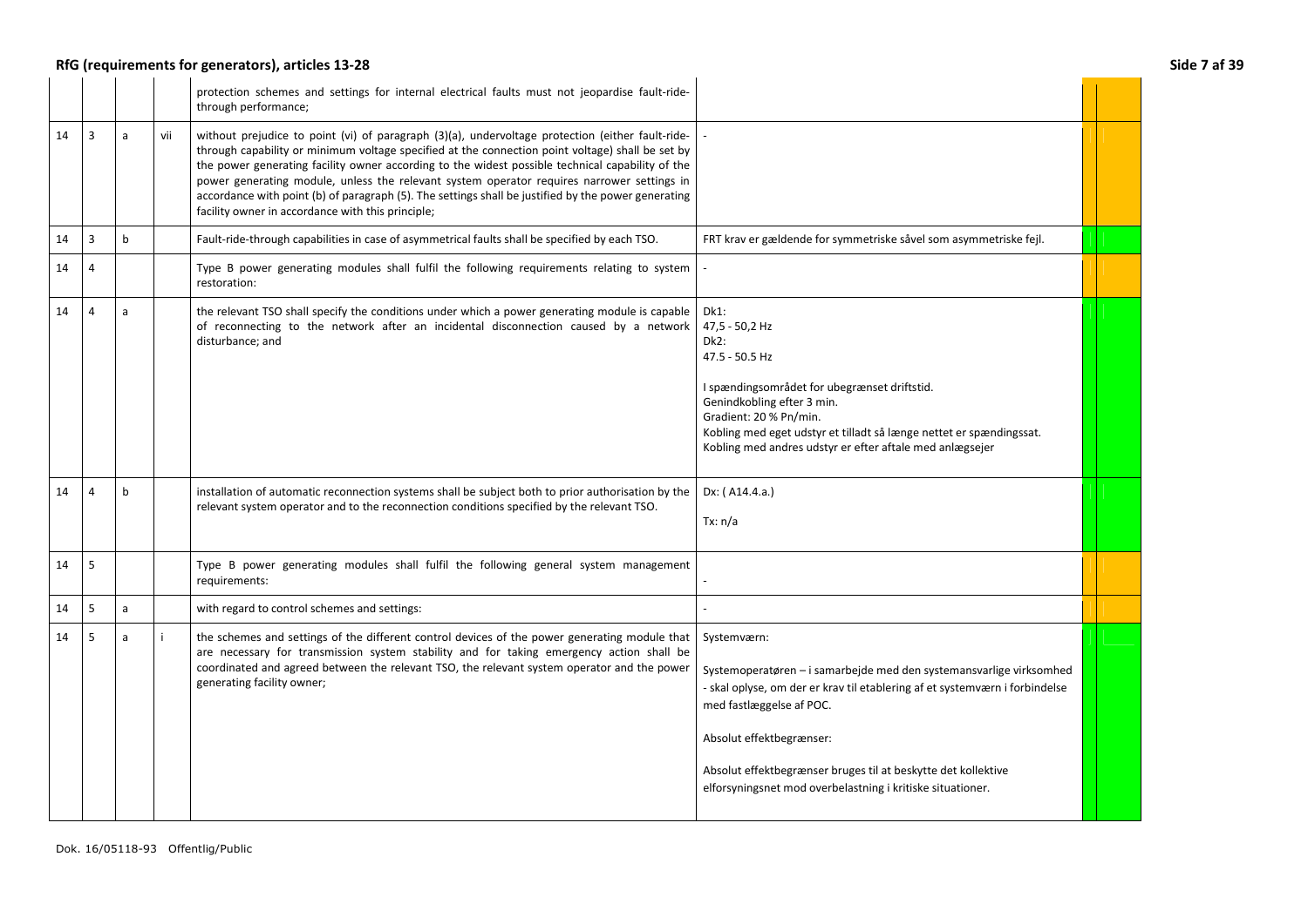| | | | | | |
|---|---|---|---|---|---|
| | | | | protection schemes and settings for internal electrical faults must not jeopardise fault-ride-through performance; | |
| 14 | 3 | a | vii | without prejudice to point (vi) of paragraph (3)(a), undervoltage protection (either fault-ride-through capability or minimum voltage specified at the connection point voltage) shall be set by the power generating facility owner according to the widest possible technical capability of the power generating module, unless the relevant system operator requires narrower settings in accordance with point (b) of paragraph (5). The settings shall be justified by the power generating facility owner in accordance with this principle; | - |
| 14 | 3 | b | | Fault-ride-through capabilities in case of asymmetrical faults shall be specified by each TSO. | FRT krav er gældende for symmetriske såvel som asymmetriske fejl. |
| 14 | 4 | | | Type B power generating modules shall fulfil the following requirements relating to system restoration: | - |
| 14 | 4 | a | | the relevant TSO shall specify the conditions under which a power generating module is capable of reconnecting to the network after an incidental disconnection caused by a network disturbance; and | Dk1:<br>47,5 - 50,2 Hz<br>Dk2:<br>47.5 - 50.5 Hz<br><br>I spændingsområdet for ubegrænset driftstid.<br>Genindkobling efter 3 min.<br>Gradient: 20 % Pn/min.<br>Kobling med eget udstyr et tilladt så længe nettet er spændingssat.<br>Kobling med andres udstyr er efter aftale med anlægsejer |
| 14 | 4 | b | | installation of automatic reconnection systems shall be subject both to prior authorisation by the relevant system operator and to the reconnection conditions specified by the relevant TSO. | Dx: ( A14.4.a.)<br><br>Tx: n/a |
| 14 | 5 | | | Type B power generating modules shall fulfil the following general system management requirements: | - |
| 14 | 5 | a | | with regard to control schemes and settings: | - |
| 14 | 5 | a | i | the schemes and settings of the different control devices of the power generating module that are necessary for transmission system stability and for taking emergency action shall be coordinated and agreed between the relevant TSO, the relevant system operator and the power generating facility owner; | Systemværn:<br><br>Systemoperatøren – i samarbejde med den systemansvarlige virksomhed - skal oplyse, om der er krav til etablering af et systemværn i forbindelse med fastlæggelse af POC.<br><br>Absolut effektbegrænser:<br><br>Absolut effektbegrænser bruges til at beskytte det kollektive elforsyningsnet mod overbelastning i kritiske situationer. |

Dok. 16/05118-93 Offentlig/Public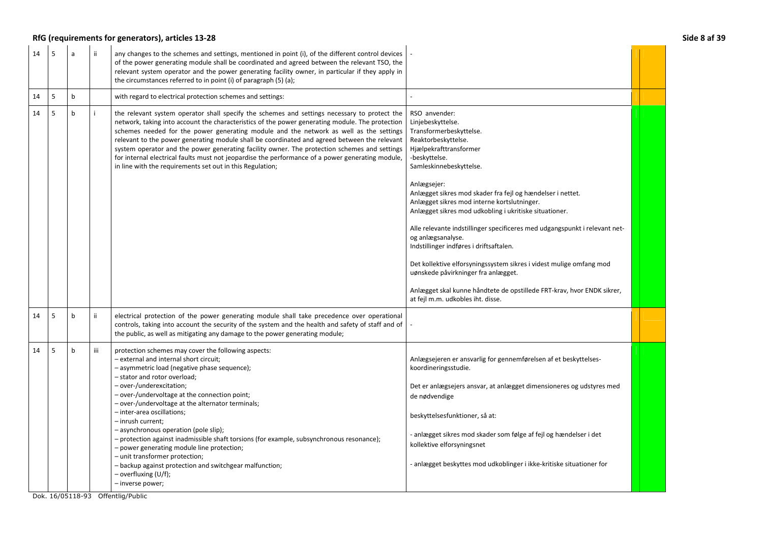## RfG (requirements for generators), articles 13-28

| | | | | | | |
|---|---|---|---|---|---|---|
| 14 | 5 | a | ii | any changes to the schemes and settings, mentioned in point (i), of the different control devices of the power generating module shall be coordinated and agreed between the relevant TSO, the relevant system operator and the power generating facility owner, in particular if they apply in the circumstances referred to in point (i) of paragraph (5) (a); | - | |
| 14 | 5 | b | | with regard to electrical protection schemes and settings: | - | |
| 14 | 5 | b | i | the relevant system operator shall specify the schemes and settings necessary to protect the network, taking into account the characteristics of the power generating module. The protection schemes needed for the power generating module and the network as well as the settings relevant to the power generating module shall be coordinated and agreed between the relevant system operator and the power generating facility owner. The protection schemes and settings for internal electrical faults must not jeopardise the performance of a power generating module, in line with the requirements set out in this Regulation; | RSO anvender:<br>Linjebeskyttelse.<br>Transformerbeskyttelse.<br>Reaktorbeskyttelse.<br>Hjælpekrafttransformer<br>-beskyttelse.<br>Samleskinnebeskyttelse.<br><br>Anlægsejer:<br>Anlægget sikres mod skader fra fejl og hændelser i nettet.<br>Anlægget sikres mod interne kortslutninger.<br>Anlægget sikres mod udkobling i ukritiske situationer.<br><br>Alle relevante indstillinger specificeres med udgangspunkt i relevant net- og anlægsanalyse.<br>Indstillinger indføres i driftsaftalen.<br><br>Det kollektive elforsyningssystem sikres i videst mulige omfang mod uønskede påvirkninger fra anlægget.<br><br>Anlægget skal kunne håndtete de opstillede FRT-krav, hvor ENDK sikrer, at fejl m.m. udkobles iht. disse. | |
| 14 | 5 | b | ii | electrical protection of the power generating module shall take precedence over operational controls, taking into account the security of the system and the health and safety of staff and of the public, as well as mitigating any damage to the power generating module; | - | |
| 14 | 5 | b | iii | protection schemes may cover the following aspects:<br>– external and internal short circuit;<br>– asymmetric load (negative phase sequence);<br>– stator and rotor overload;<br>– over-/underexcitation;<br>– over-/undervoltage at the connection point;<br>– over-/undervoltage at the alternator terminals;<br>– inter-area oscillations;<br>– inrush current;<br>– asynchronous operation (pole slip);<br>– protection against inadmissible shaft torsions (for example, subsynchronous resonance);<br>– power generating module line protection;<br>– unit transformer protection;<br>– backup against protection and switchgear malfunction;<br>– overfluxing (U/f);<br>– inverse power; | Anlægsejeren er ansvarlig for gennemførelsen af et beskyttelses-koordineringsstudie.<br><br>Det er anlægsejers ansvar, at anlægget dimensioneres og udstyres med de nødvendige<br><br>beskyttelsesfunktioner, så at:<br><br>- anlægget sikres mod skader som følge af fejl og hændelser i det kollektive elforsyningsnet<br><br>- anlægget beskyttes mod udkoblinger i ikke-kritiske situationer for | |

Dok. 16/05118-93 Offentlig/Public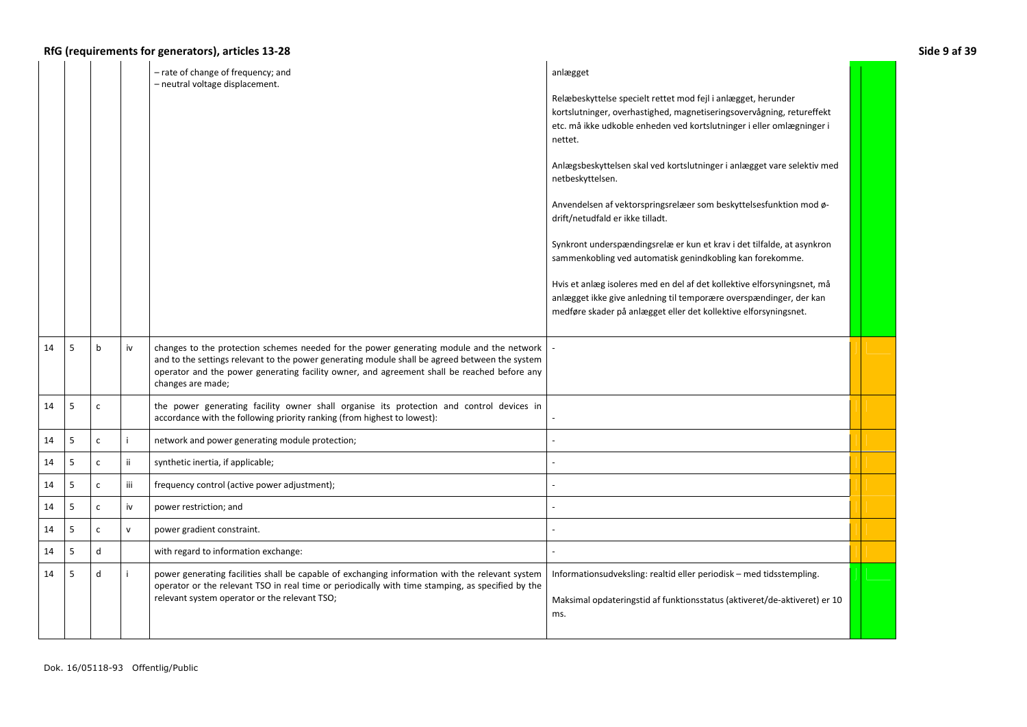| | | | | | | | |
|---|---|---|---|---|---|---|---|
| | | | | – rate of change of frequency; and<br>– neutral voltage displacement. | anlægget<br><br>Relæbeskyttelse specielt rettet mod fejl i anlægget, herunder kortslutninger, overhastighed, magnetiseringsovervågning, retureffekt etc. må ikke udkoble enheden ved kortslutninger i eller omlægninger i nettet.<br><br>Anlægsbeskyttelsen skal ved kortslutninger i anlægget være selektiv med netbeskyttelsen.<br><br>Anvendelsen af vektorspringsrelæer som beskyttelsesfunktion mod ø-drift/netudfald er ikke tilladt.<br><br>Synkront underspændingsrelæ er kun et krav i det tilfalde, at asynkron sammenkobling ved automatisk genindkobling kan forekomme.<br><br>Hvis et anlæg isoleres med en del af det kollektive elforsyningsnet, må anlægget ikke give anledning til temporære overspændinger, der kan medføre skader på anlægget eller det kollektive elforsyningsnet. | | |
| 14 | 5 | b | iv | changes to the protection schemes needed for the power generating module and the network and to the settings relevant to the power generating module shall be agreed between the system operator and the power generating facility owner, and agreement shall be reached before any changes are made; | - | | |
| 14 | 5 | c | | the power generating facility owner shall organise its protection and control devices in accordance with the following priority ranking (from highest to lowest): | - | | |
| 14 | 5 | c | i | network and power generating module protection; | - | | |
| 14 | 5 | c | ii | synthetic inertia, if applicable; | - | | |
| 14 | 5 | c | iii | frequency control (active power adjustment); | - | | |
| 14 | 5 | c | iv | power restriction; and | - | | |
| 14 | 5 | c | v | power gradient constraint. | - | | |
| 14 | 5 | d | | with regard to information exchange: | - | | |
| 14 | 5 | d | i | power generating facilities shall be capable of exchanging information with the relevant system operator or the relevant TSO in real time or periodically with time stamping, as specified by the relevant system operator or the relevant TSO; | Informationsudveksling: realtid eller periodisk – med tidsstempling.<br><br>Maksimal opdateringstid af funktionsstatus (aktiveret/de-aktiveret) er 10 ms. | | |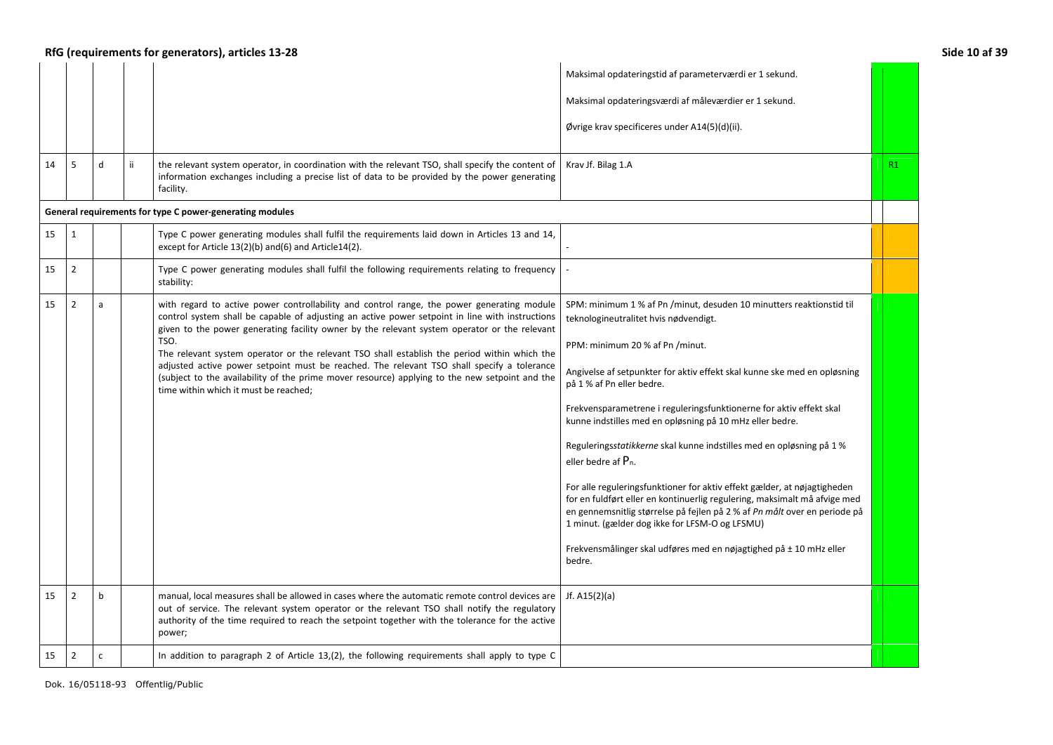| | | | | | | | |
|---|---|---|---|---|---|---|---|
| | | | | | Maksimal opdateringstid af parameterværdi er 1 sekund.<br><br>Maksimal opdateringsværdi af måleværdier er 1 sekund.<br><br>Øvrige krav specificeres under A14(5)(d)(ii). | | |
| 14 | 5 | d | ii | the relevant system operator, in coordination with the relevant TSO, shall specify the content of information exchanges including a precise list of data to be provided by the power generating facility. | Krav Jf. Bilag 1.A | | R1 |
| **General requirements for type C power-generating modules** | | | | | | | |
| 15 | 1 | | | Type C power generating modules shall fulfil the requirements laid down in Articles 13 and 14, except for Article 13(2)(b) and(6) and Article14(2). | - | | |
| 15 | 2 | | | Type C power generating modules shall fulfil the following requirements relating to frequency stability: | - | | |
| 15 | 2 | a | | with regard to active power controllability and control range, the power generating module control system shall be capable of adjusting an active power setpoint in line with instructions given to the power generating facility owner by the relevant system operator or the relevant TSO.<br>The relevant system operator or the relevant TSO shall establish the period within which the adjusted active power setpoint must be reached. The relevant TSO shall specify a tolerance (subject to the availability of the prime mover resource) applying to the new setpoint and the time within which it must be reached; | SPM: minimum 1 % af Pn /minut, desuden 10 minutters reaktionstid til teknologineutralitet hvis nødvendigt.<br><br>PPM: minimum 20 % af Pn /minut.<br><br>Angivelse af setpunkter for aktiv effekt skal kunne ske med en opløsning på 1 % af Pn eller bedre.<br><br>Frekvensparametrene i reguleringsfunktionerne for aktiv effekt skal kunne indstilles med en opløsning på 10 mHz eller bedre.<br><br>Regulerings*statikkerne* skal kunne indstilles med en opløsning på 1 % eller bedre af $P_n$.<br><br>For alle reguleringsfunktioner for aktiv effekt gælder, at nøjagtigheden for en fuldført eller en kontinuerlig regulering, maksimalt må afvige med en gennemsnitlig størrelse på fejlen på 2 % af *Pn målt* over en periode på 1 minut. (gælder dog ikke for LFSM-O og LFSMU)<br><br>Frekvensmålinger skal udføres med en nøjagtighed på ± 10 mHz eller bedre. | | |
| 15 | 2 | b | | manual, local measures shall be allowed in cases where the automatic remote control devices are out of service. The relevant system operator or the relevant TSO shall notify the regulatory authority of the time required to reach the setpoint together with the tolerance for the active power; | Jf. A15(2)(a) | | |
| 15 | 2 | c | | In addition to paragraph 2 of Article 13,(2), the following requirements shall apply to type C | | | |

Dok. 16/05118-93 Offentlig/Public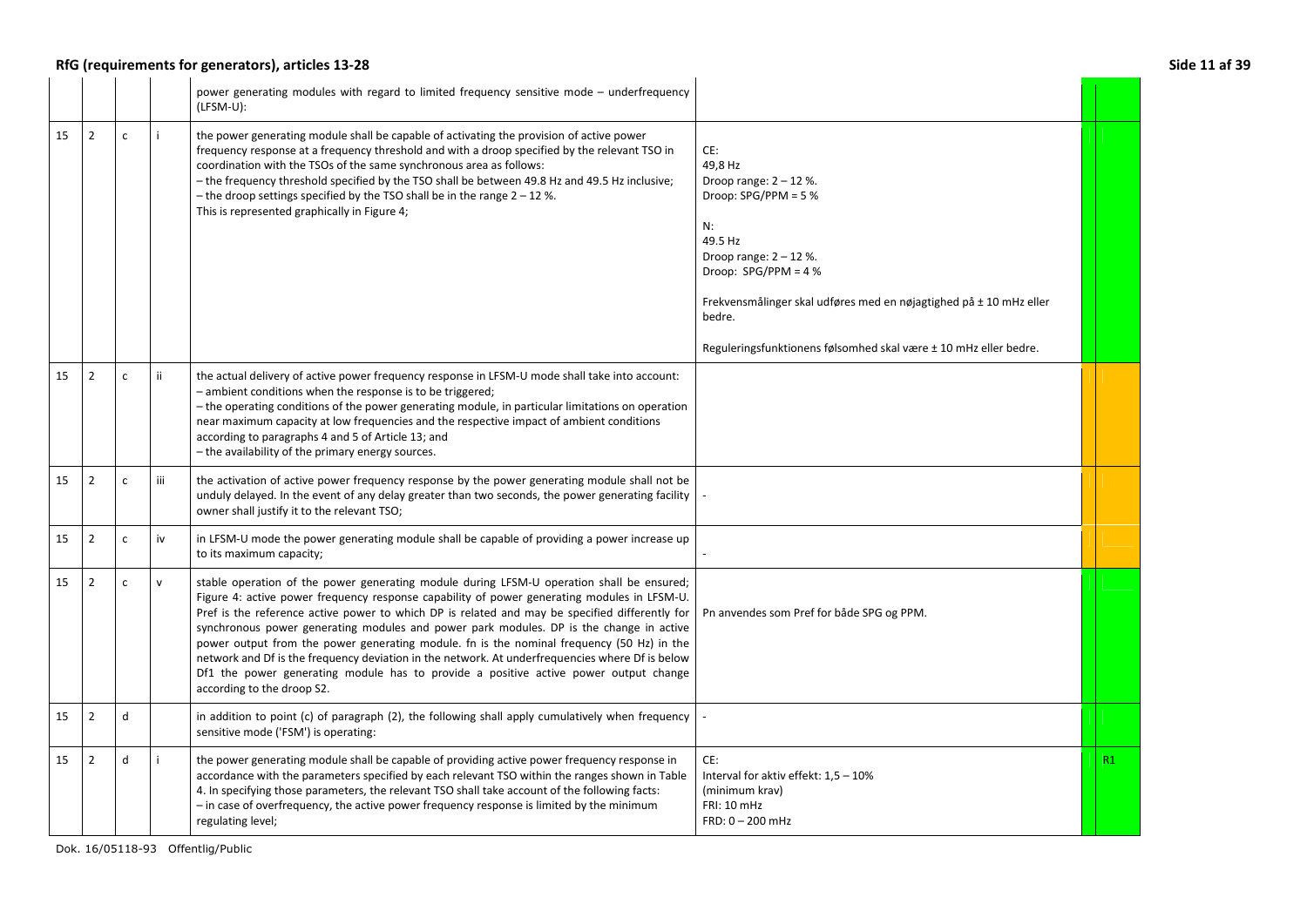| | | | | | | | |
|---|---|---|---|---|---|---|---|
| | | | | power generating modules with regard to limited frequency sensitive mode – underfrequency (LFSM-U): | | | |
| 15 | 2 | c | i | the power generating module shall be capable of activating the provision of active power frequency response at a frequency threshold and with a droop specified by the relevant TSO in coordination with the TSOs of the same synchronous area as follows:<br>– the frequency threshold specified by the TSO shall be between 49.8 Hz and 49.5 Hz inclusive;<br>– the droop settings specified by the TSO shall be in the range 2 – 12 %.<br>This is represented graphically in Figure 4; | CE:<br>49,8 Hz<br>Droop range: 2 – 12 %.<br>Droop: SPG/PPM = 5 %<br><br>N:<br>49.5 Hz<br>Droop range: 2 – 12 %.<br>Droop: SPG/PPM = 4 %<br><br>Frekvensmålinger skal udføres med en nøjagtighed på ± 10 mHz eller bedre.<br><br>Reguleringsfunktionens følsomhed skal være ± 10 mHz eller bedre. | | |
| 15 | 2 | c | ii | the actual delivery of active power frequency response in LFSM-U mode shall take into account:<br>– ambient conditions when the response is to be triggered;<br>– the operating conditions of the power generating module, in particular limitations on operation near maximum capacity at low frequencies and the respective impact of ambient conditions according to paragraphs 4 and 5 of Article 13; and<br>– the availability of the primary energy sources. | | | |
| 15 | 2 | c | iii | the activation of active power frequency response by the power generating module shall not be unduly delayed. In the event of any delay greater than two seconds, the power generating facility owner shall justify it to the relevant TSO; | - | | |
| 15 | 2 | c | iv | in LFSM-U mode the power generating module shall be capable of providing a power increase up to its maximum capacity; | - | | |
| 15 | 2 | c | v | stable operation of the power generating module during LFSM-U operation shall be ensured; Figure 4: active power frequency response capability of power generating modules in LFSM-U. Pref is the reference active power to which DP is related and may be specified differently for synchronous power generating modules and power park modules. DP is the change in active power output from the power generating module. fn is the nominal frequency (50 Hz) in the network and Df is the frequency deviation in the network. At underfrequencies where Df is below Df1 the power generating module has to provide a positive active power output change according to the droop S2. | Pn anvendes som Pref for både SPG og PPM. | | |
| 15 | 2 | d | | in addition to point (c) of paragraph (2), the following shall apply cumulatively when frequency sensitive mode ('FSM') is operating: | - | | |
| 15 | 2 | d | i | the power generating module shall be capable of providing active power frequency response in accordance with the parameters specified by each relevant TSO within the ranges shown in Table 4. In specifying those parameters, the relevant TSO shall take account of the following facts:<br>– in case of overfrequency, the active power frequency response is limited by the minimum regulating level; | CE:<br>Interval for aktiv effekt: 1,5 – 10%<br>(minimum krav)<br>FRI: 10 mHz<br>FRD: 0 – 200 mHz | | R1 |

Dok. 16/05118-93 Offentlig/Public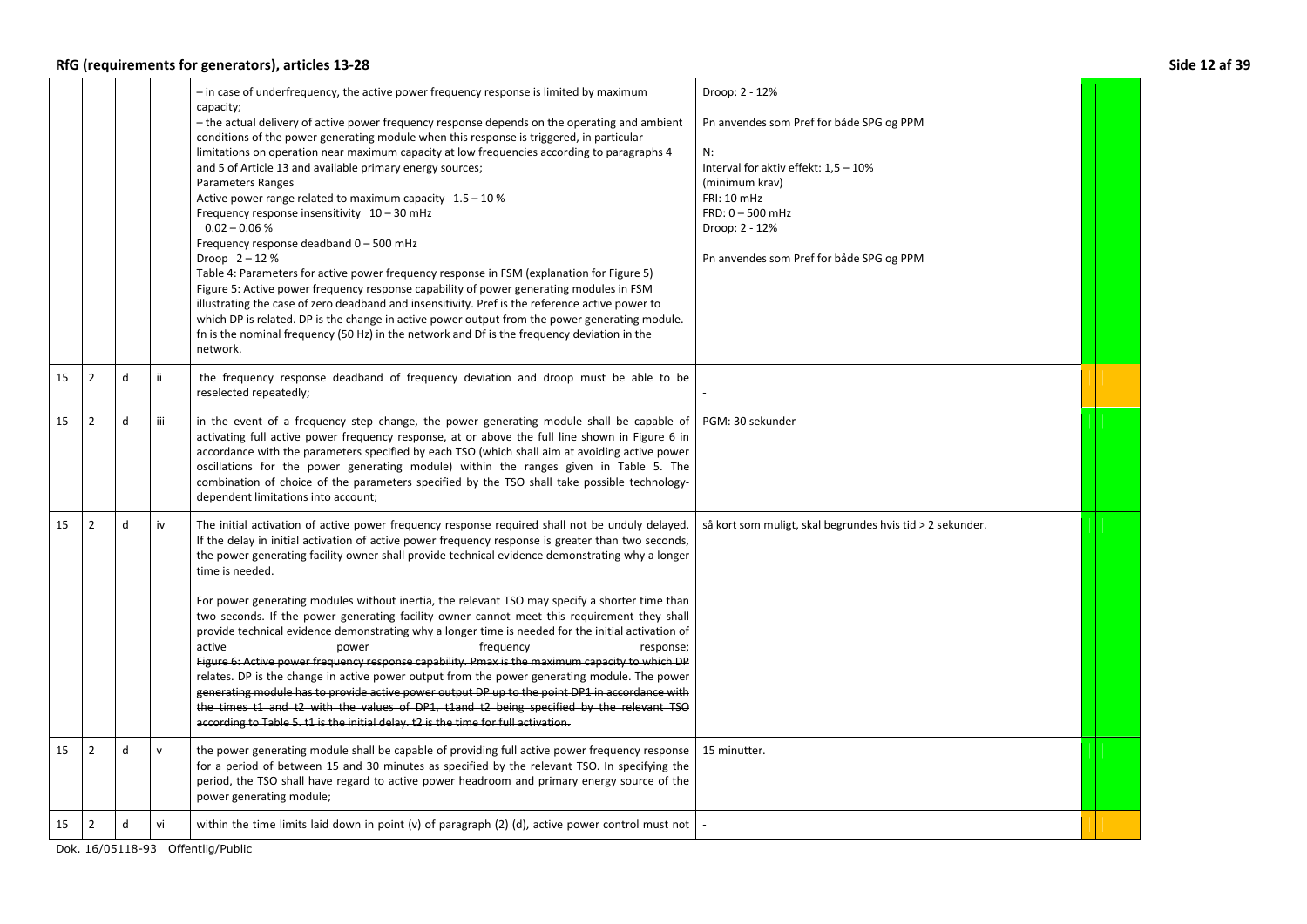| | | | | | | |
|---|---|---|---|---|---|---|
| | | | | – in case of underfrequency, the active power frequency response is limited by maximum capacity;<br>– the actual delivery of active power frequency response depends on the operating and ambient conditions of the power generating module when this response is triggered, in particular limitations on operation near maximum capacity at low frequencies according to paragraphs 4 and 5 of Article 13 and available primary energy sources;<br>Parameters Ranges<br>Active power range related to maximum capacity 1.5 – 10 %<br>Frequency response insensitivity 10 – 30 mHz<br>0.02 – 0.06 %<br>Frequency response deadband 0 – 500 mHz<br>Droop 2 – 12 %<br>Table 4: Parameters for active power frequency response in FSM (explanation for Figure 5)<br>Figure 5: Active power frequency response capability of power generating modules in FSM illustrating the case of zero deadband and insensitivity. Pref is the reference active power to which DP is related. DP is the change in active power output from the power generating module. fn is the nominal frequency (50 Hz) in the network and Df is the frequency deviation in the network. | Droop: 2 - 12%<br><br>Pn anvendes som Pref for både SPG og PPM<br><br>N:<br>Interval for aktiv effekt: 1,5 – 10%<br>(minimum krav)<br>FRI: 10 mHz<br>FRD: 0 – 500 mHz<br>Droop: 2 - 12%<br><br>Pn anvendes som Pref for både SPG og PPM | |
| 15 | 2 | d | ii | the frequency response deadband of frequency deviation and droop must be able to be reselected repeatedly; | - | |
| 15 | 2 | d | iii | in the event of a frequency step change, the power generating module shall be capable of activating full active power frequency response, at or above the full line shown in Figure 6 in accordance with the parameters specified by each TSO (which shall aim at avoiding active power oscillations for the power generating module) within the ranges given in Table 5. The combination of choice of the parameters specified by the TSO shall take possible technology-dependent limitations into account; | PGM: 30 sekunder | |
| 15 | 2 | d | iv | The initial activation of active power frequency response required shall not be unduly delayed. If the delay in initial activation of active power frequency response is greater than two seconds, the power generating facility owner shall provide technical evidence demonstrating why a longer time is needed.<br><br>For power generating modules without inertia, the relevant TSO may specify a shorter time than two seconds. If the power generating facility owner cannot meet this requirement they shall provide technical evidence demonstrating why a longer time is needed for the initial activation of active power frequency response;<br>~~Figure 6: Active power frequency response capability. Pmax is the maximum capacity to which DP relates. DP is the change in active power output from the power generating module. The power generating module has to provide active power output DP up to the point DP1 in accordance with the times t1 and t2 with the values of DP1, t1and t2 being specified by the relevant TSO according to Table 5. t1 is the initial delay. t2 is the time for full activation.~~ | så kort som muligt, skal begrundes hvis tid > 2 sekunder. | |
| 15 | 2 | d | v | the power generating module shall be capable of providing full active power frequency response for a period of between 15 and 30 minutes as specified by the relevant TSO. In specifying the period, the TSO shall have regard to active power headroom and primary energy source of the power generating module; | 15 minutter. | |
| 15 | 2 | d | vi | within the time limits laid down in point (v) of paragraph (2) (d), active power control must not | - | |

Dok. 16/05118-93 Offentlig/Public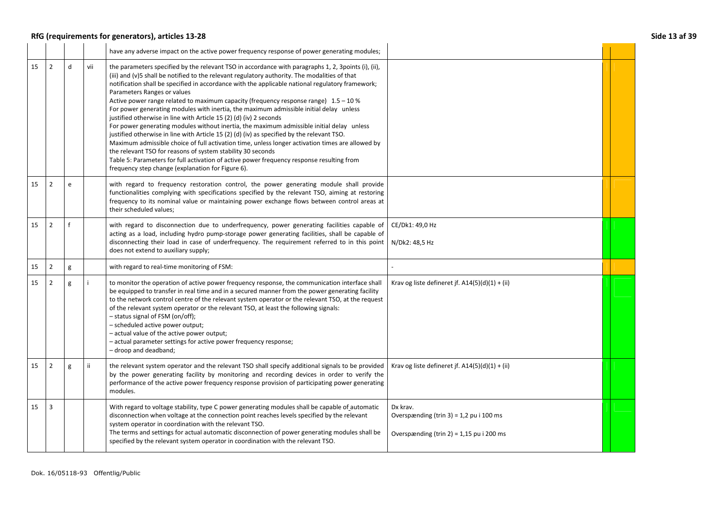| | | | | | | | |
|---|---|---|---|---|---|---|---|
| | | | | have any adverse impact on the active power frequency response of power generating modules; | | | |
| 15 | 2 | d | vii | the parameters specified by the relevant TSO in accordance with paragraphs 1, 2, 3points (i), (ii), (iii) and (v)5 shall be notified to the relevant regulatory authority. The modalities of that notification shall be specified in accordance with the applicable national regulatory framework;<br>Parameters Ranges or values<br>Active power range related to maximum capacity (frequency response range) 1.5 – 10 %<br>For power generating modules with inertia, the maximum admissible initial delay unless justified otherwise in line with Article 15 (2) (d) (iv) 2 seconds<br>For power generating modules without inertia, the maximum admissible initial delay unless justified otherwise in line with Article 15 (2) (d) (iv) as specified by the relevant TSO.<br>Maximum admissible choice of full activation time, unless longer activation times are allowed by the relevant TSO for reasons of system stability 30 seconds<br>Table 5: Parameters for full activation of active power frequency response resulting from frequency step change (explanation for Figure 6). | | | |
| 15 | 2 | e | | with regard to frequency restoration control, the power generating module shall provide functionalities complying with specifications specified by the relevant TSO, aiming at restoring frequency to its nominal value or maintaining power exchange flows between control areas at their scheduled values; | | | |
| 15 | 2 | f | | with regard to disconnection due to underfrequency, power generating facilities capable of acting as a load, including hydro pump-storage power generating facilities, shall be capable of disconnecting their load in case of underfrequency. The requirement referred to in this point does not extend to auxiliary supply; | CE/Dk1: 49,0 Hz<br>N/Dk2: 48,5 Hz | | |
| 15 | 2 | g | | with regard to real-time monitoring of FSM: | - | | |
| 15 | 2 | g | i | to monitor the operation of active power frequency response, the communication interface shall be equipped to transfer in real time and in a secured manner from the power generating facility to the network control centre of the relevant system operator or the relevant TSO, at the request of the relevant system operator or the relevant TSO, at least the following signals:<br>– status signal of FSM (on/off);<br>– scheduled active power output;<br>– actual value of the active power output;<br>– actual parameter settings for active power frequency response;<br>– droop and deadband; | Krav og liste defineret jf. A14(5)(d)(1) + (ii) | | |
| 15 | 2 | g | ii | the relevant system operator and the relevant TSO shall specify additional signals to be provided by the power generating facility by monitoring and recording devices in order to verify the performance of the active power frequency response provision of participating power generating modules. | Krav og liste defineret jf. A14(5)(d)(1) + (ii) | | |
| 15 | 3 | | | With regard to voltage stability, type C power generating modules shall be capable of automatic disconnection when voltage at the connection point reaches levels specified by the relevant system operator in coordination with the relevant TSO.<br>The terms and settings for actual automatic disconnection of power generating modules shall be specified by the relevant system operator in coordination with the relevant TSO. | Dx krav.<br>Overspænding (trin 3) = 1,2 pu i 100 ms<br>Overspænding (trin 2) = 1,15 pu i 200 ms | | |

Dok. 16/05118-93 Offentlig/Public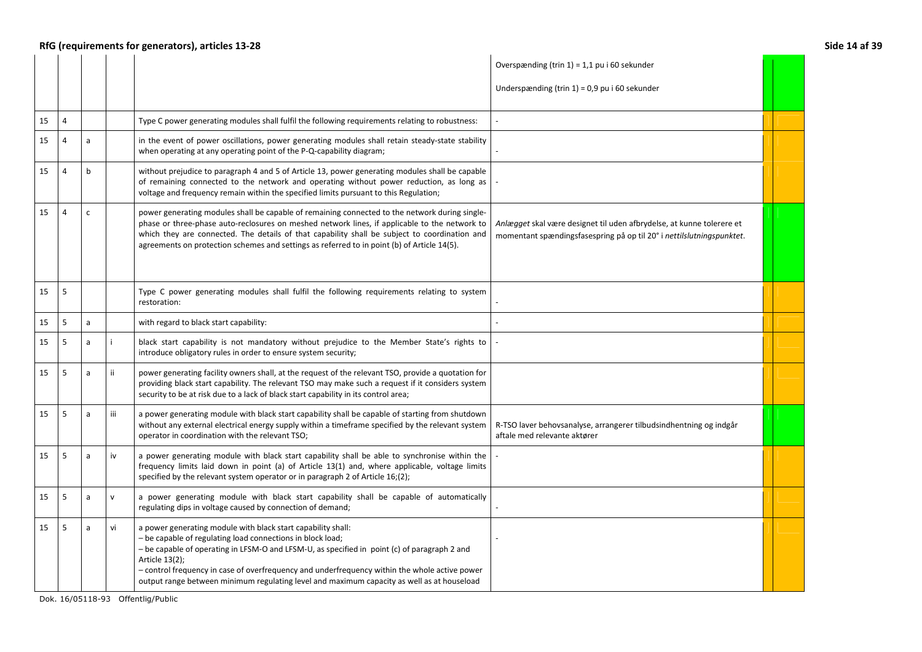| | | | | | |
|---|---|---|---|---|---|
| | | | | | Overspænding (trin 1) = 1,1 pu i 60 sekunder<br><br>Underspænding (trin 1) = 0,9 pu i 60 sekunder |
| 15 | 4 | | | Type C power generating modules shall fulfil the following requirements relating to robustness: | - |
| 15 | 4 | a | | in the event of power oscillations, power generating modules shall retain steady-state stability when operating at any operating point of the P-Q-capability diagram; | - |
| 15 | 4 | b | | without prejudice to paragraph 4 and 5 of Article 13, power generating modules shall be capable of remaining connected to the network and operating without power reduction, as long as voltage and frequency remain within the specified limits pursuant to this Regulation; | - |
| 15 | 4 | c | | power generating modules shall be capable of remaining connected to the network during single-phase or three-phase auto-reclosures on meshed network lines, if applicable to the network to which they are connected. The details of that capability shall be subject to coordination and agreements on protection schemes and settings as referred to in point (b) of Article 14(5). | *Anlægget* skal være designet til uden afbrydelse, at kunne tolerere et momentant spændingsfasespring på op til 20° i *nettilslutningspunktet*. |
| 15 | 5 | | | Type C power generating modules shall fulfil the following requirements relating to system restoration: | - |
| 15 | 5 | a | | with regard to black start capability: | - |
| 15 | 5 | a | i | black start capability is not mandatory without prejudice to the Member State's rights to introduce obligatory rules in order to ensure system security; | - |
| 15 | 5 | a | ii | power generating facility owners shall, at the request of the relevant TSO, provide a quotation for providing black start capability. The relevant TSO may make such a request if it considers system security to be at risk due to a lack of black start capability in its control area; | |
| 15 | 5 | a | iii | a power generating module with black start capability shall be capable of starting from shutdown without any external electrical energy supply within a timeframe specified by the relevant system operator in coordination with the relevant TSO; | R-TSO laver behovsanalyse, arrangerer tilbudsindhentning og indgår aftale med relevante aktører |
| 15 | 5 | a | iv | a power generating module with black start capability shall be able to synchronise within the frequency limits laid down in point (a) of Article 13(1) and, where applicable, voltage limits specified by the relevant system operator or in paragraph 2 of Article 16;(2); | - |
| 15 | 5 | a | v | a power generating module with black start capability shall be capable of automatically regulating dips in voltage caused by connection of demand; | - |
| 15 | 5 | a | vi | a power generating module with black start capability shall:<br>– be capable of regulating load connections in block load;<br>– be capable of operating in LFSM-O and LFSM-U, as specified in point (c) of paragraph 2 and Article 13(2);<br>– control frequency in case of overfrequency and underfrequency within the whole active power output range between minimum regulating level and maximum capacity as well as at houseload | - |

Dok. 16/05118-93 Offentlig/Public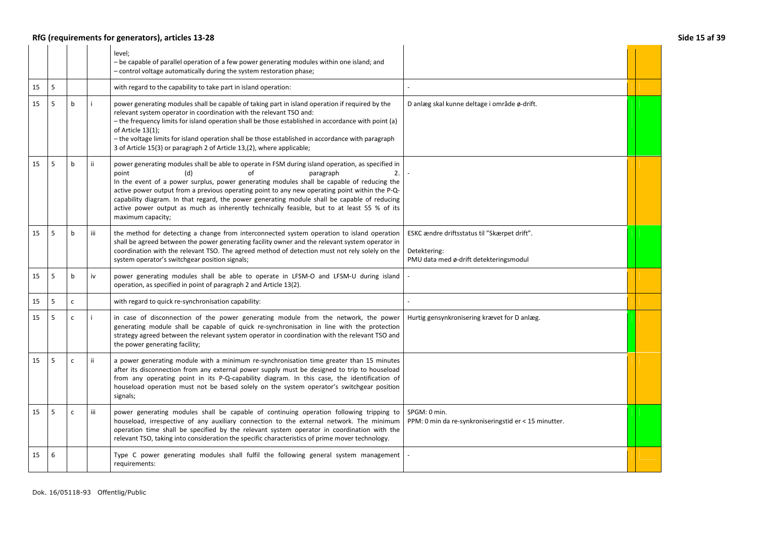| | | | | | |
|---|---|---|---|---|---|
| | | | | level;<br>– be capable of parallel operation of a few power generating modules within one island; and<br>– control voltage automatically during the system restoration phase; | |
| 15 | 5 | | | with regard to the capability to take part in island operation: | - |
| 15 | 5 | b | i | power generating modules shall be capable of taking part in island operation if required by the relevant system operator in coordination with the relevant TSO and:<br>– the frequency limits for island operation shall be those established in accordance with point (a) of Article 13(1);<br>– the voltage limits for island operation shall be those established in accordance with paragraph 3 of Article 15(3) or paragraph 2 of Article 13,(2), where applicable; | D anlæg skal kunne deltage i område ø-drift. |
| 15 | 5 | b | ii | power generating modules shall be able to operate in FSM during island operation, as specified in point (d) of paragraph 2.<br>In the event of a power surplus, power generating modules shall be capable of reducing the active power output from a previous operating point to any new operating point within the P-Q-capability diagram. In that regard, the power generating module shall be capable of reducing active power output as much as inherently technically feasible, but to at least 55 % of its maximum capacity; | - |
| 15 | 5 | b | iii | the method for detecting a change from interconnected system operation to island operation shall be agreed between the power generating facility owner and the relevant system operator in coordination with the relevant TSO. The agreed method of detection must not rely solely on the system operator's switchgear position signals; | ESKC ændre driftsstatus til "Skærpet drift".<br><br>Detektering:<br>PMU data med ø-drift detekteringsmodul |
| 15 | 5 | b | iv | power generating modules shall be able to operate in LFSM-O and LFSM-U during island operation, as specified in point of paragraph 2 and Article 13(2). | - |
| 15 | 5 | c | | with regard to quick re-synchronisation capability: | - |
| 15 | 5 | c | i | in case of disconnection of the power generating module from the network, the power generating module shall be capable of quick re-synchronisation in line with the protection strategy agreed between the relevant system operator in coordination with the relevant TSO and the power generating facility; | Hurtig gensynkronisering krævet for D anlæg. |
| 15 | 5 | c | ii | a power generating module with a minimum re-synchronisation time greater than 15 minutes after its disconnection from any external power supply must be designed to trip to houseload from any operating point in its P-Q-capability diagram. In this case, the identification of houseload operation must not be based solely on the system operator's switchgear position signals; | |
| 15 | 5 | c | iii | power generating modules shall be capable of continuing operation following tripping to houseload, irrespective of any auxiliary connection to the external network. The minimum operation time shall be specified by the relevant system operator in coordination with the relevant TSO, taking into consideration the specific characteristics of prime mover technology. | SPGM: 0 min.<br>PPM: 0 min da re-synkroniseringstid er < 15 minutter. |
| 15 | 6 | | | Type C power generating modules shall fulfil the following general system management requirements: | - |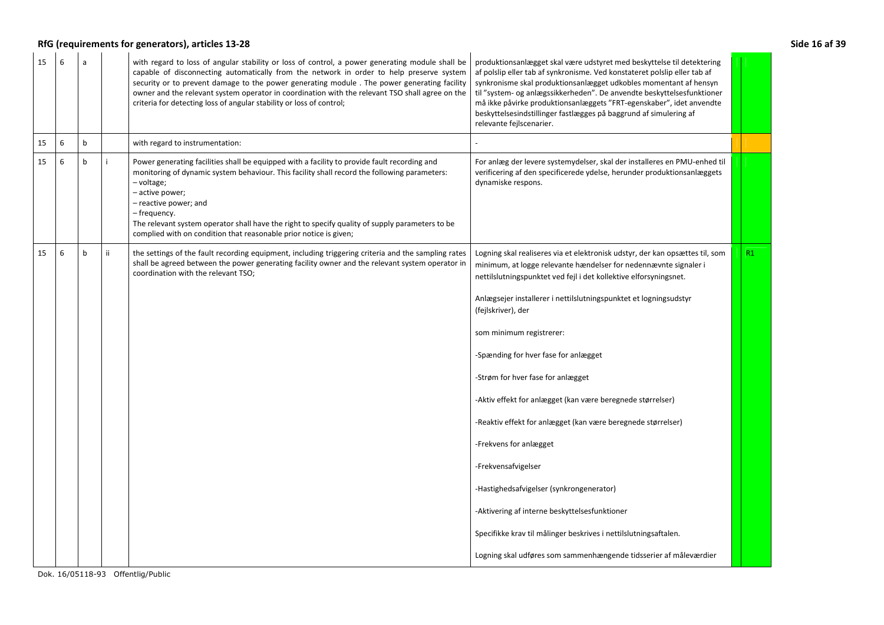| | | | | | | | |
|---|---|---|---|---|---|---|---|
| 15 | 6 | a | | with regard to loss of angular stability or loss of control, a power generating module shall be capable of disconnecting automatically from the network in order to help preserve system security or to prevent damage to the power generating module . The power generating facility owner and the relevant system operator in coordination with the relevant TSO shall agree on the criteria for detecting loss of angular stability or loss of control; | produktionsanlægget skal være udstyret med beskyttelse til detektering af polslip eller tab af synkronisme. Ved konstateret polslip eller tab af synkronisme skal produktionsanlægget udkobles momentant af hensyn til "system- og anlægssikkerheden". De anvendte beskyttelsesfunktioner må ikke påvirke produktionsanlæggets "FRT-egenskaber", idet anvendte beskyttelsesindstillinger fastlægges på baggrund af simulering af relevante fejlscenarier. | | |
| 15 | 6 | b | | with regard to instrumentation: | - | | |
| 15 | 6 | b | i | Power generating facilities shall be equipped with a facility to provide fault recording and monitoring of dynamic system behaviour. This facility shall record the following parameters:<br>– voltage;<br>– active power;<br>– reactive power; and<br>– frequency.<br>The relevant system operator shall have the right to specify quality of supply parameters to be complied with on condition that reasonable prior notice is given; | For anlæg der levere systemydelser, skal der installeres en PMU-enhed til verificering af den specificerede ydelse, herunder produktionsanlæggets dynamiske respons. | | |
| 15 | 6 | b | ii | the settings of the fault recording equipment, including triggering criteria and the sampling rates shall be agreed between the power generating facility owner and the relevant system operator in coordination with the relevant TSO; | Logning skal realiseres via et elektronisk udstyr, der kan opsættes til, som minimum, at logge relevante hændelser for nedennævnte signaler i nettilslutningspunktet ved fejl i det kollektive elforsyningsnet.<br><br>Anlægsejer installerer i nettilslutningspunktet et logningsudstyr (fejlskriver), der<br><br>som minimum registrerer:<br><br>-Spænding for hver fase for anlægget<br><br>-Strøm for hver fase for anlægget<br><br>-Aktiv effekt for anlægget (kan være beregnede størrelser)<br><br>-Reaktiv effekt for anlægget (kan være beregnede størrelser)<br><br>-Frekvens for anlægget<br><br>-Frekvensafvigelser<br><br>-Hastighedsafvigelser (synkrongenerator)<br><br>-Aktivering af interne beskyttelsesfunktioner<br><br>Specifikke krav til målinger beskrives i nettilslutningsaftalen.<br><br>Logning skal udføres som sammenhængende tidsserier af måleværdier | | R1 |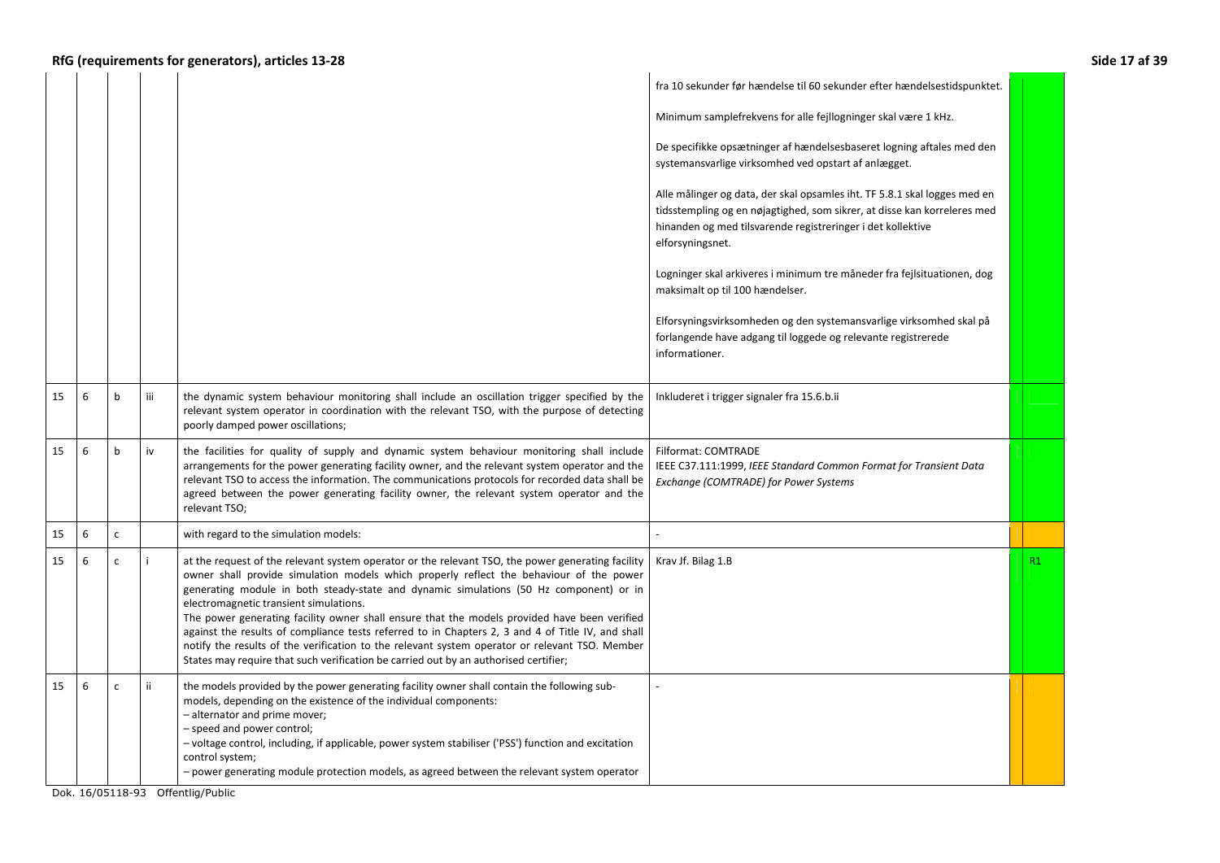| | | | | | | | |
|---|---|---|---|---|---|---|---|
| | | | | | fra 10 sekunder før hændelse til 60 sekunder efter hændelsestidspunktet.<br><br>Minimum samplefrekvens for alle fejllogninger skal være 1 kHz.<br><br>De specifikke opsætninger af hændelsesbaseret logning aftales med den systemansvarlige virksomhed ved opstart af anlægget.<br><br>Alle målinger og data, der skal opsamles iht. TF 5.8.1 skal logges med en tidsstempling og en nøjagtighed, som sikrer, at disse kan korreleres med hinanden og med tilsvarende registreringer i det kollektive elforsyningsnet.<br><br>Logninger skal arkiveres i minimum tre måneder fra fejlsituationen, dog maksimalt op til 100 hændelser.<br><br>Elforsyningsvirksomheden og den systemansvarlige virksomhed skal på forlangende have adgang til loggede og relevante registrerede informationer. | | |
| 15 | 6 | b | iii | the dynamic system behaviour monitoring shall include an oscillation trigger specified by the relevant system operator in coordination with the relevant TSO, with the purpose of detecting poorly damped power oscillations; | Inkluderet i trigger signaler fra 15.6.b.ii | | |
| 15 | 6 | b | iv | the facilities for quality of supply and dynamic system behaviour monitoring shall include arrangements for the power generating facility owner, and the relevant system operator and the relevant TSO to access the information. The communications protocols for recorded data shall be agreed between the power generating facility owner, the relevant system operator and the relevant TSO; | Filformat: COMTRADE<br>IEEE C37.111:1999, *IEEE Standard Common Format for Transient Data Exchange (COMTRADE) for Power Systems* | | |
| 15 | 6 | c | | with regard to the simulation models: | - | | |
| 15 | 6 | c | i | at the request of the relevant system operator or the relevant TSO, the power generating facility owner shall provide simulation models which properly reflect the behaviour of the power generating module in both steady-state and dynamic simulations (50 Hz component) or in electromagnetic transient simulations.<br>The power generating facility owner shall ensure that the models provided have been verified against the results of compliance tests referred to in Chapters 2, 3 and 4 of Title IV, and shall notify the results of the verification to the relevant system operator or relevant TSO. Member States may require that such verification be carried out by an authorised certifier; | Krav Jf. Bilag 1.B | | R1 |
| 15 | 6 | c | ii | the models provided by the power generating facility owner shall contain the following sub-models, depending on the existence of the individual components:<br>– alternator and prime mover;<br>– speed and power control;<br>– voltage control, including, if applicable, power system stabiliser ('PSS') function and excitation control system;<br>– power generating module protection models, as agreed between the relevant system operator | - | | |

Dok. 16/05118-93 Offentlig/Public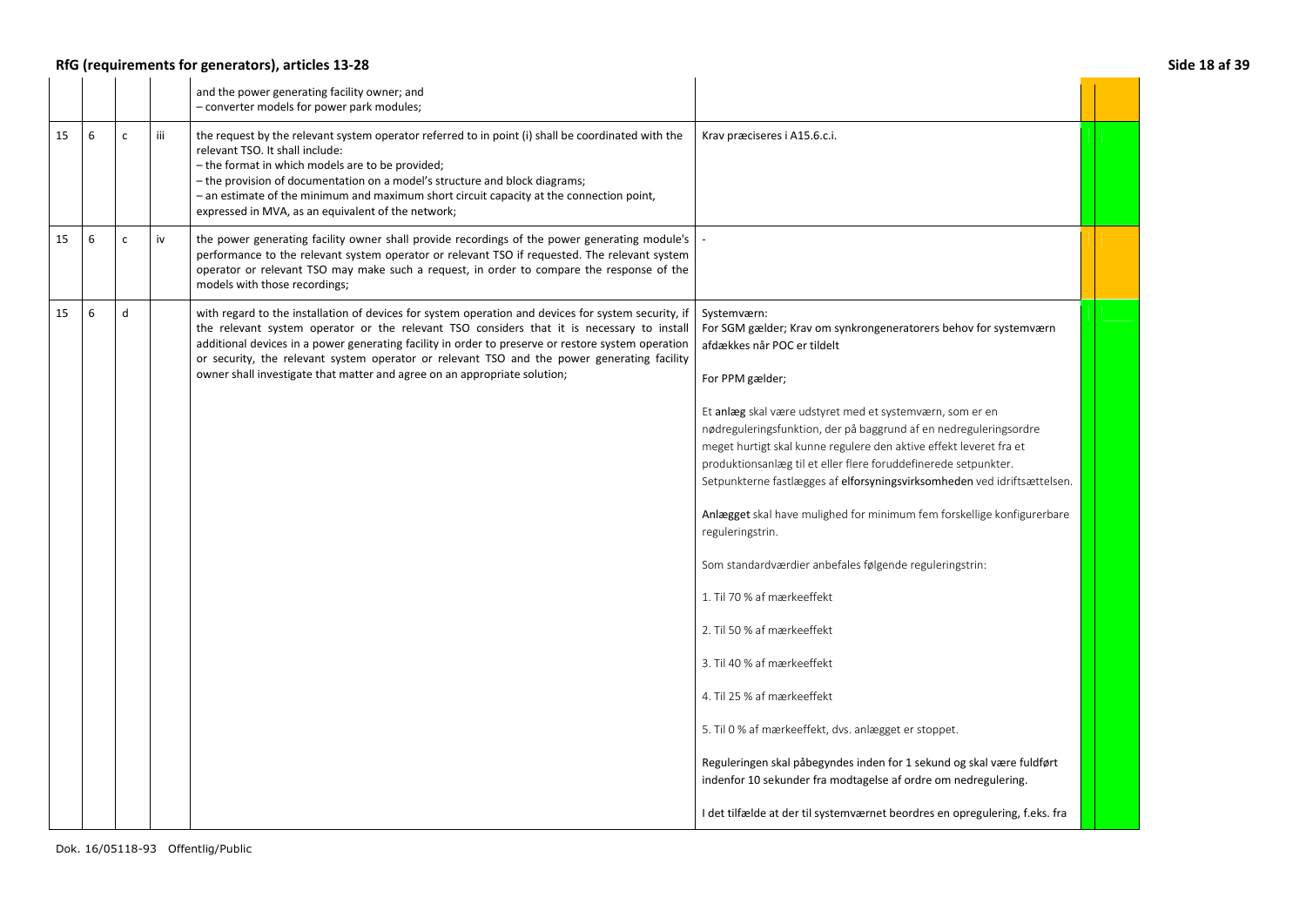| | | | | | | |
|---|---|---|---|---|---|---|
| | | | | and the power generating facility owner; and<br>– converter models for power park modules; | | |
| 15 | 6 | c | iii | the request by the relevant system operator referred to in point (i) shall be coordinated with the relevant TSO. It shall include:<br>– the format in which models are to be provided;<br>– the provision of documentation on a model's structure and block diagrams;<br>– an estimate of the minimum and maximum short circuit capacity at the connection point, expressed in MVA, as an equivalent of the network; | Krav præciseres i A15.6.c.i. | |
| 15 | 6 | c | iv | the power generating facility owner shall provide recordings of the power generating module's performance to the relevant system operator or relevant TSO if requested. The relevant system operator or relevant TSO may make such a request, in order to compare the response of the models with those recordings; | - | |
| 15 | 6 | d | | with regard to the installation of devices for system operation and devices for system security, if the relevant system operator or the relevant TSO considers that it is necessary to install additional devices in a power generating facility in order to preserve or restore system operation or security, the relevant system operator or relevant TSO and the power generating facility owner shall investigate that matter and agree on an appropriate solution; | Systemværn:<br>For SGM gælder; Krav om synkrongeneratorers behov for systemværn afdækkes når POC er tildelt<br><br>For PPM gælder;<br><br>Et anlæg skal være udstyret med et systemværn, som er en nødreguleringsfunktion, der på baggrund af en nedreguleringsordre meget hurtigt skal kunne regulere den aktive effekt leveret fra et produktionsanlæg til et eller flere foruddefinerede setpunkter. Setpunkterne fastlægges af elforsyningsvirksomheden ved idriftsættelsen.<br><br>Anlægget skal have mulighed for minimum fem forskellige konfigurerbare reguleringstrin.<br><br>Som standardværdier anbefales følgende reguleringstrin:<br><br>1. Til 70 % af mærkeeffekt<br><br>2. Til 50 % af mærkeeffekt<br><br>3. Til 40 % af mærkeeffekt<br><br>4. Til 25 % af mærkeeffekt<br><br>5. Til 0 % af mærkeeffekt, dvs. anlægget er stoppet.<br><br>Reguleringen skal påbegyndes inden for 1 sekund og skal være fuldført indenfor 10 sekunder fra modtagelse af ordre om nedregulering.<br><br>I det tilfælde at der til systemværnet beordres en opregulering, f.eks. fra | |

Dok. 16/05118-93 Offentlig/Public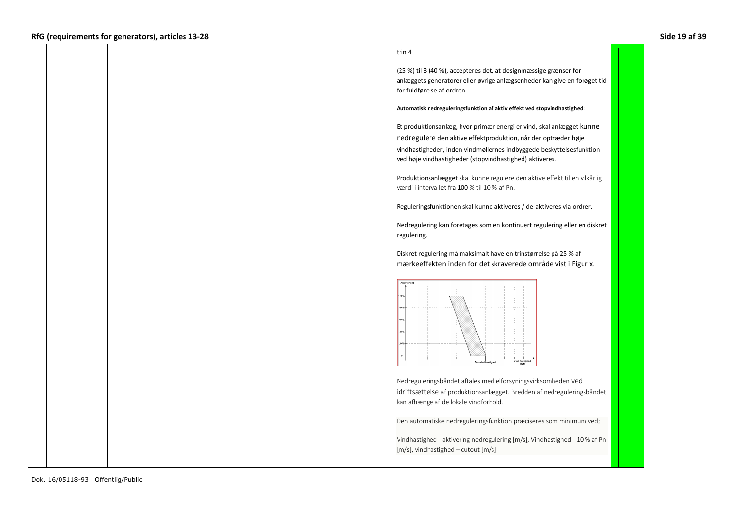trin 4

(25 %) til 3 (40 %), accepteres det, at designmæssige grænser for anlæggets generatorer eller øvrige anlægsenheder kan give en forøget tid for fuldførelse af ordren.

**Automatisk nedreguleringsfunktion af aktiv effekt ved stopvindhastighed:**

Et produktionsanlæg, hvor primær energi er vind, skal anlægget kunne nedregulere den aktive effektproduktion, når der optræder høje vindhastigheder, inden vindmøllernes indbyggede beskyttelsesfunktion ved høje vindhastigheder (stopvindhastighed) aktiveres.

Produktionsanlægget skal kunne regulere den aktive effekt til en vilkårlig værdi i intervallet fra 100 % til 10 % af Pn.

Reguleringsfunktionen skal kunne aktiveres / de-aktiveres via ordrer.

Nedregulering kan foretages som en kontinuert regulering eller en diskret regulering.

Diskret regulering må maksimalt have en trinstørrelse på 25 % af mærkeeffekten inden for det skraverede område vist i Figur x.

Nedreguleringsbåndet aftales med elforsyningsvirksomheden ved idriftsættelse af produktionsanlægget. Bredden af nedreguleringsbåndet kan afhænge af de lokale vindforhold.

Den automatiske nedreguleringsfunktion præciseres som minimum ved;

Vindhastighed - aktivering nedregulering [m/s], Vindhastighed - 10 % af Pn [m/s], vindhastighed – cutout [m/s]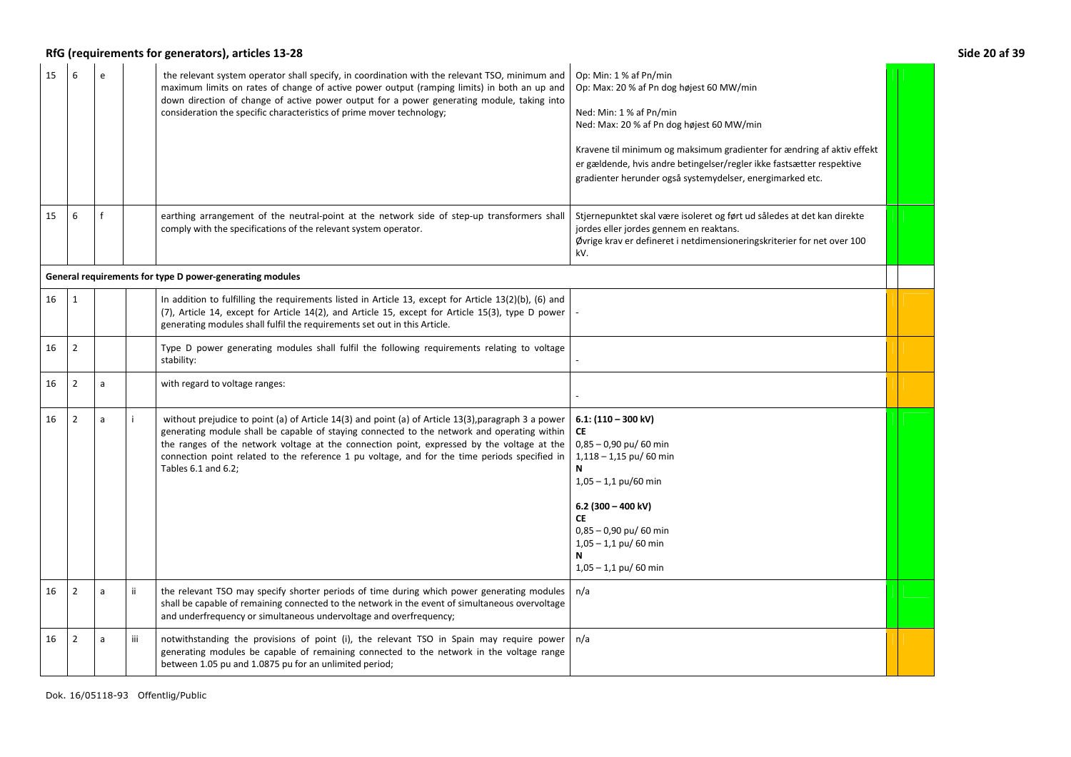## RfG (requirements for generators), articles 13-28

| | | | | | | | |
|---|---|---|---|---|---|---|---|
| 15 | 6 | e | | the relevant system operator shall specify, in coordination with the relevant TSO, minimum and maximum limits on rates of change of active power output (ramping limits) in both an up and down direction of change of active power output for a power generating module, taking into consideration the specific characteristics of prime mover technology; | Op: Min: 1 % af Pn/min<br>Op: Max: 20 % af Pn dog højest 60 MW/min<br><br>Ned: Min: 1 % af Pn/min<br>Ned: Max: 20 % af Pn dog højest 60 MW/min<br><br>Kravene til minimum og maksimum gradienter for ændring af aktiv effekt er gældende, hvis andre betingelser/regler ikke fastsætter respektive gradienter herunder også systemydelser, energimarked etc. | | |
| 15 | 6 | f | | earthing arrangement of the neutral-point at the network side of step-up transformers shall comply with the specifications of the relevant system operator. | Stjernepunktet skal være isoleret og ført ud således at det kan direkte jordes eller jordes gennem en reaktans.<br>Øvrige krav er defineret i netdimensioneringskriterier for net over 100 kV. | | |
| **General requirements for type D power-generating modules** | | | | | | | |
| 16 | 1 | | | In addition to fulfilling the requirements listed in Article 13, except for Article 13(2)(b), (6) and (7), Article 14, except for Article 14(2), and Article 15, except for Article 15(3), type D power generating modules shall fulfil the requirements set out in this Article. | - | | |
| 16 | 2 | | | Type D power generating modules shall fulfil the following requirements relating to voltage stability: | - | | |
| 16 | 2 | a | | with regard to voltage ranges: | - | | |
| 16 | 2 | a | i | without prejudice to point (a) of Article 14(3) and point (a) of Article 13(3),paragraph 3 a power generating module shall be capable of staying connected to the network and operating within the ranges of the network voltage at the connection point, expressed by the voltage at the connection point related to the reference 1 pu voltage, and for the time periods specified in Tables 6.1 and 6.2; | **6.1: (110 – 300 kV)**<br>**CE**<br>0,85 – 0,90 pu/ 60 min<br>1,118 – 1,15 pu/ 60 min<br>**N**<br>1,05 – 1,1 pu/60 min<br><br>**6.2 (300 – 400 kV)**<br>**CE**<br>0,85 – 0,90 pu/ 60 min<br>1,05 – 1,1 pu/ 60 min<br>**N**<br>1,05 – 1,1 pu/ 60 min | | |
| 16 | 2 | a | ii | the relevant TSO may specify shorter periods of time during which power generating modules shall be capable of remaining connected to the network in the event of simultaneous overvoltage and underfrequency or simultaneous undervoltage and overfrequency; | n/a | | |
| 16 | 2 | a | iii | notwithstanding the provisions of point (i), the relevant TSO in Spain may require power generating modules be capable of remaining connected to the network in the voltage range between 1.05 pu and 1.0875 pu for an unlimited period; | n/a | | |

Dok. 16/05118-93 Offentlig/Public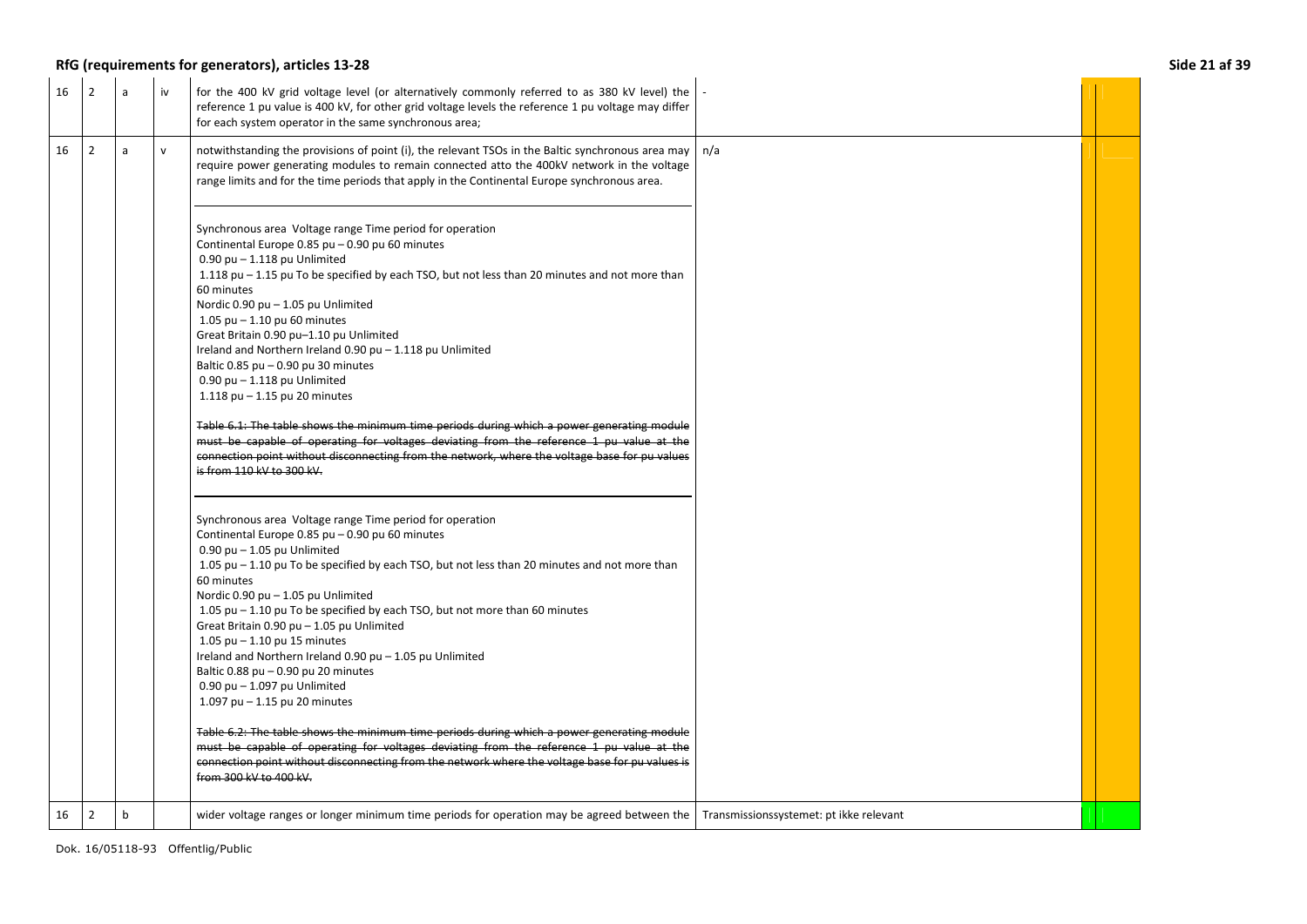# RfG (requirements for generators), articles 13-28

| | | | | | |
|---|---|---|---|---|---|
| 16 | 2 | a | iv | for the 400 kV grid voltage level (or alternatively commonly referred to as 380 kV level) the reference 1 pu value is 400 kV, for other grid voltage levels the reference 1 pu voltage may differ for each system operator in the same synchronous area; | - |
| 16 | 2 | a | v | notwithstanding the provisions of point (i), the relevant TSOs in the Baltic synchronous area may require power generating modules to remain connected atto the 400kV network in the voltage range limits and for the time periods that apply in the Continental Europe synchronous area.<br><br>Synchronous area Voltage range Time period for operation<br>Continental Europe 0.85 pu – 0.90 pu 60 minutes<br>0.90 pu – 1.118 pu Unlimited<br>1.118 pu – 1.15 pu To be specified by each TSO, but not less than 20 minutes and not more than 60 minutes<br>Nordic 0.90 pu – 1.05 pu Unlimited<br>1.05 pu – 1.10 pu 60 minutes<br>Great Britain 0.90 pu–1.10 pu Unlimited<br>Ireland and Northern Ireland 0.90 pu – 1.118 pu Unlimited<br>Baltic 0.85 pu – 0.90 pu 30 minutes<br>0.90 pu – 1.118 pu Unlimited<br>1.118 pu – 1.15 pu 20 minutes<br><br>~~Table 6.1: The table shows the minimum time periods during which a power generating module must be capable of operating for voltages deviating from the reference 1 pu value at the connection point without disconnecting from the network, where the voltage base for pu values is from 110 kV to 300 kV.~~<br><br>Synchronous area Voltage range Time period for operation<br>Continental Europe 0.85 pu – 0.90 pu 60 minutes<br>0.90 pu – 1.05 pu Unlimited<br>1.05 pu – 1.10 pu To be specified by each TSO, but not less than 20 minutes and not more than 60 minutes<br>Nordic 0.90 pu – 1.05 pu Unlimited<br>1.05 pu – 1.10 pu To be specified by each TSO, but not more than 60 minutes<br>Great Britain 0.90 pu – 1.05 pu Unlimited<br>1.05 pu – 1.10 pu 15 minutes<br>Ireland and Northern Ireland 0.90 pu – 1.05 pu Unlimited<br>Baltic 0.88 pu – 0.90 pu 20 minutes<br>0.90 pu – 1.097 pu Unlimited<br>1.097 pu – 1.15 pu 20 minutes<br><br>~~Table 6.2: The table shows the minimum time periods during which a power generating module must be capable of operating for voltages deviating from the reference 1 pu value at the connection point without disconnecting from the network where the voltage base for pu values is from 300 kV to 400 kV.~~ | n/a |
| 16 | 2 | b | | wider voltage ranges or longer minimum time periods for operation may be agreed between the | Transmissionssystemet: pt ikke relevant |

Dok. 16/05118-93 Offentlig/Public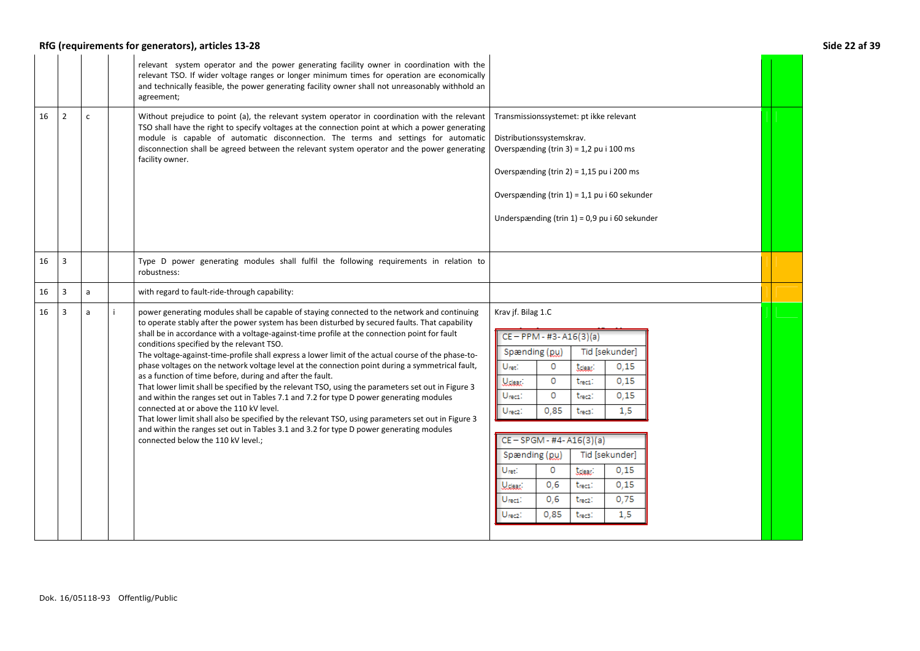| | | | | | | |
|---|---|---|---|---|---|---|
| | | | | relevant system operator and the power generating facility owner in coordination with the relevant TSO. If wider voltage ranges or longer minimum times for operation are economically and technically feasible, the power generating facility owner shall not unreasonably withhold an agreement; | | |
| 16 | 2 | c | | Without prejudice to point (a), the relevant system operator in coordination with the relevant TSO shall have the right to specify voltages at the connection point at which a power generating module is capable of automatic disconnection. The terms and settings for automatic disconnection shall be agreed between the relevant system operator and the power generating facility owner. | Transmissionssystemet: pt ikke relevant<br><br>Distributionssystemskrav.<br>Overspænding (trin 3) = 1,2 pu i 100 ms<br><br>Overspænding (trin 2) = 1,15 pu i 200 ms<br><br>Overspænding (trin 1) = 1,1 pu i 60 sekunder<br><br>Underspænding (trin 1) = 0,9 pu i 60 sekunder | |
| 16 | 3 | | | Type D power generating modules shall fulfil the following requirements in relation to robustness: | | |
| 16 | 3 | a | | with regard to fault-ride-through capability: | | |
| 16 | 3 | a | i | power generating modules shall be capable of staying connected to the network and continuing to operate stably after the power system has been disturbed by secured faults. That capability shall be in accordance with a voltage-against-time profile at the connection point for fault conditions specified by the relevant TSO.<br>The voltage-against-time-profile shall express a lower limit of the actual course of the phase-to-phase voltages on the network voltage level at the connection point during a symmetrical fault, as a function of time before, during and after the fault.<br>That lower limit shall be specified by the relevant TSO, using the parameters set out in Figure 3 and within the ranges set out in Tables 7.1 and 7.2 for type D power generating modules connected at or above the 110 kV level.<br>That lower limit shall also be specified by the relevant TSO, using parameters set out in Figure 3 and within the ranges set out in Tables 3.1 and 3.2 for type D power generating modules connected below the 110 kV level.; | Krav jf. Bilag 1.C<br><br>**CE – PPM - #3- A16(3)(a)**<br>Spænding (pu) / Tid [sekunder]<br>$U_{ret}$: 0 / $t_{clear}$: 0,15<br>$U_{clear}$: 0 / $t_{rec1}$: 0,15<br>$U_{rec1}$: 0 / $t_{rec2}$: 0,15<br>$U_{rec2}$: 0,85 / $t_{rec3}$: 1,5<br><br>**CE – SPGM - #4- A16(3)(a)**<br>Spænding (pu) / Tid [sekunder]<br>$U_{ret}$: 0 / $t_{clear}$: 0,15<br>$U_{clear}$: 0,6 / $t_{rec1}$: 0,15<br>$U_{rec1}$: 0,6 / $t_{rec2}$: 0,75<br>$U_{rec2}$: 0,85 / $t_{rec3}$: 1,5 | |

Dok. 16/05118-93 Offentlig/Public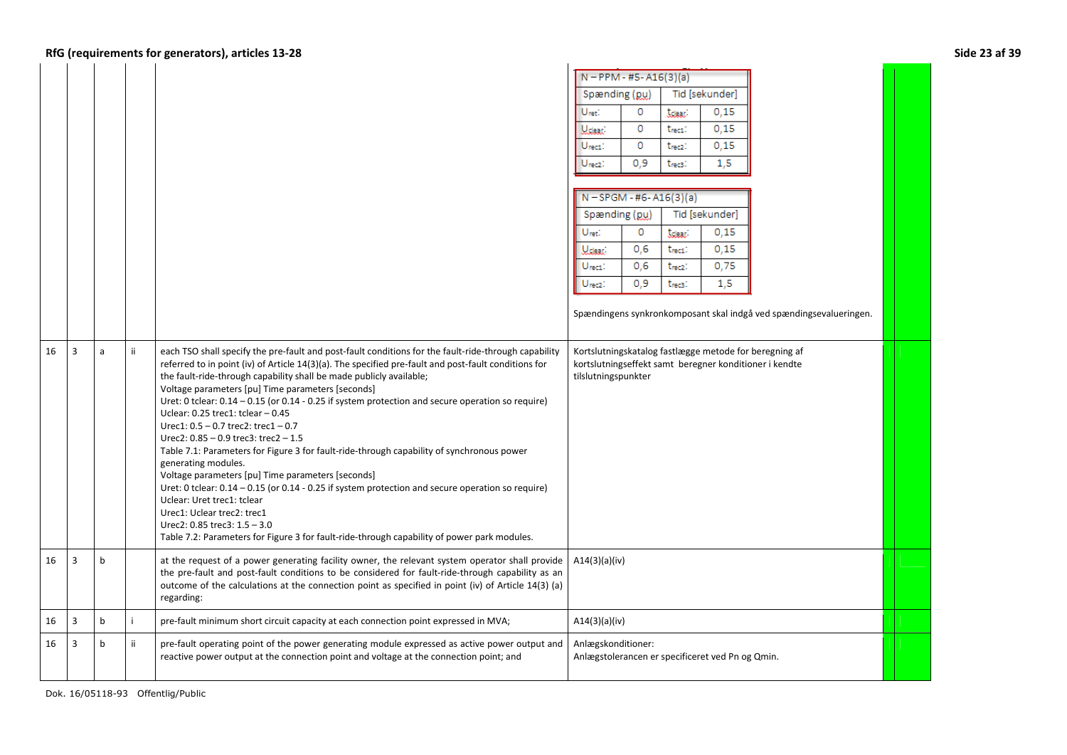| | | | | | | | |
|---|---|---|---|---|---|---|---|
| | | | | | N – PPM - #5- A16(3)(a)<br><br>Spænding (pu) / Tid [sekunder]<br>$U_{ret}$: 0 / $t_{clear}$: 0,15<br>$U_{clear}$: 0 / $t_{rec1}$: 0,15<br>$U_{rec1}$: 0 / $t_{rec2}$: 0,15<br>$U_{rec2}$: 0,9 / $t_{rec3}$: 1,5<br><br>N – SPGM - #6- A16(3)(a)<br><br>Spænding (pu) / Tid [sekunder]<br>$U_{ret}$: 0 / $t_{clear}$: 0,15<br>$U_{clear}$: 0,6 / $t_{rec1}$: 0,15<br>$U_{rec1}$: 0,6 / $t_{rec2}$: 0,75<br>$U_{rec2}$: 0,9 / $t_{rec3}$: 1,5<br><br>Spændingens synkronkomposant skal indgå ved spændingsevalueringen. | | |
| 16 | 3 | a | ii | each TSO shall specify the pre-fault and post-fault conditions for the fault-ride-through capability referred to in point (iv) of Article 14(3)(a). The specified pre-fault and post-fault conditions for the fault-ride-through capability shall be made publicly available;<br>Voltage parameters [pu] Time parameters [seconds]<br>Uret: 0 tclear: 0.14 – 0.15 (or 0.14 - 0.25 if system protection and secure operation so require)<br>Uclear: 0.25 trec1: tclear – 0.45<br>Urec1: 0.5 – 0.7 trec2: trec1 – 0.7<br>Urec2: 0.85 – 0.9 trec3: trec2 – 1.5<br>Table 7.1: Parameters for Figure 3 for fault-ride-through capability of synchronous power generating modules.<br>Voltage parameters [pu] Time parameters [seconds]<br>Uret: 0 tclear: 0.14 – 0.15 (or 0.14 - 0.25 if system protection and secure operation so require)<br>Uclear: Uret trec1: tclear<br>Urec1: Uclear trec2: trec1<br>Urec2: 0.85 trec3: 1.5 – 3.0<br>Table 7.2: Parameters for Figure 3 for fault-ride-through capability of power park modules. | Kortslutningskatalog fastlægge metode for beregning af kortslutningseffekt samt beregner konditioner i kendte tilslutningspunkter | | |
| 16 | 3 | b | | at the request of a power generating facility owner, the relevant system operator shall provide the pre-fault and post-fault conditions to be considered for fault-ride-through capability as an outcome of the calculations at the connection point as specified in point (iv) of Article 14(3) (a) regarding: | A14(3)(a)(iv) | | |
| 16 | 3 | b | i | pre-fault minimum short circuit capacity at each connection point expressed in MVA; | A14(3)(a)(iv) | | |
| 16 | 3 | b | ii | pre-fault operating point of the power generating module expressed as active power output and reactive power output at the connection point and voltage at the connection point; and | Anlægskonditioner:<br>Anlægstolerancen er specificeret ved Pn og Qmin. | | |

Dok. 16/05118-93 Offentlig/Public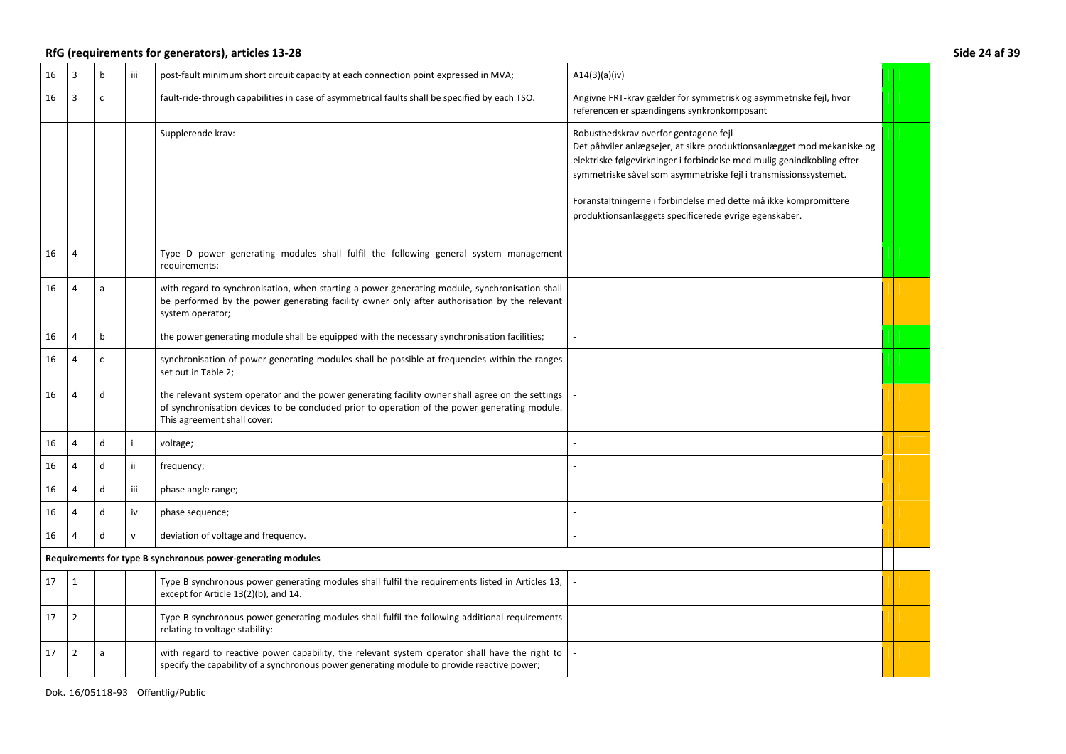| | | | | | | | |
|---|---|---|---|---|---|---|---|
| 16 | 3 | b | iii | post-fault minimum short circuit capacity at each connection point expressed in MVA; | A14(3)(a)(iv) | | |
| 16 | 3 | c | | fault-ride-through capabilities in case of asymmetrical faults shall be specified by each TSO. | Angivne FRT-krav gælder for symmetrisk og asymmetriske fejl, hvor referencen er spændingens synkronkomposant | | |
| | | | | Supplerende krav: | Robusthedskrav overfor gentagene fejl<br>Det påhviler anlægsejer, at sikre produktionsanlægget mod mekaniske og elektriske følgevirkninger i forbindelse med mulig genindkobling efter symmetriske såvel som asymmetriske fejl i transmissionssystemet.<br><br>Foranstaltningerne i forbindelse med dette må ikke kompromittere produktionsanlæggets specificerede øvrige egenskaber. | | |
| 16 | 4 | | | Type D power generating modules shall fulfil the following general system management requirements: | - | | |
| 16 | 4 | a | | with regard to synchronisation, when starting a power generating module, synchronisation shall be performed by the power generating facility owner only after authorisation by the relevant system operator; | | | |
| 16 | 4 | b | | the power generating module shall be equipped with the necessary synchronisation facilities; | - | | |
| 16 | 4 | c | | synchronisation of power generating modules shall be possible at frequencies within the ranges set out in Table 2; | - | | |
| 16 | 4 | d | | the relevant system operator and the power generating facility owner shall agree on the settings of synchronisation devices to be concluded prior to operation of the power generating module. This agreement shall cover: | - | | |
| 16 | 4 | d | i | voltage; | - | | |
| 16 | 4 | d | ii | frequency; | - | | |
| 16 | 4 | d | iii | phase angle range; | - | | |
| 16 | 4 | d | iv | phase sequence; | - | | |
| 16 | 4 | d | v | deviation of voltage and frequency. | - | | |
| **Requirements for type B synchronous power-generating modules** | | | | | | | |
| 17 | 1 | | | Type B synchronous power generating modules shall fulfil the requirements listed in Articles 13, except for Article 13(2)(b), and 14. | - | | |
| 17 | 2 | | | Type B synchronous power generating modules shall fulfil the following additional requirements relating to voltage stability: | - | | |
| 17 | 2 | a | | with regard to reactive power capability, the relevant system operator shall have the right to specify the capability of a synchronous power generating module to provide reactive power; | - | | |

Dok. 16/05118-93 Offentlig/Public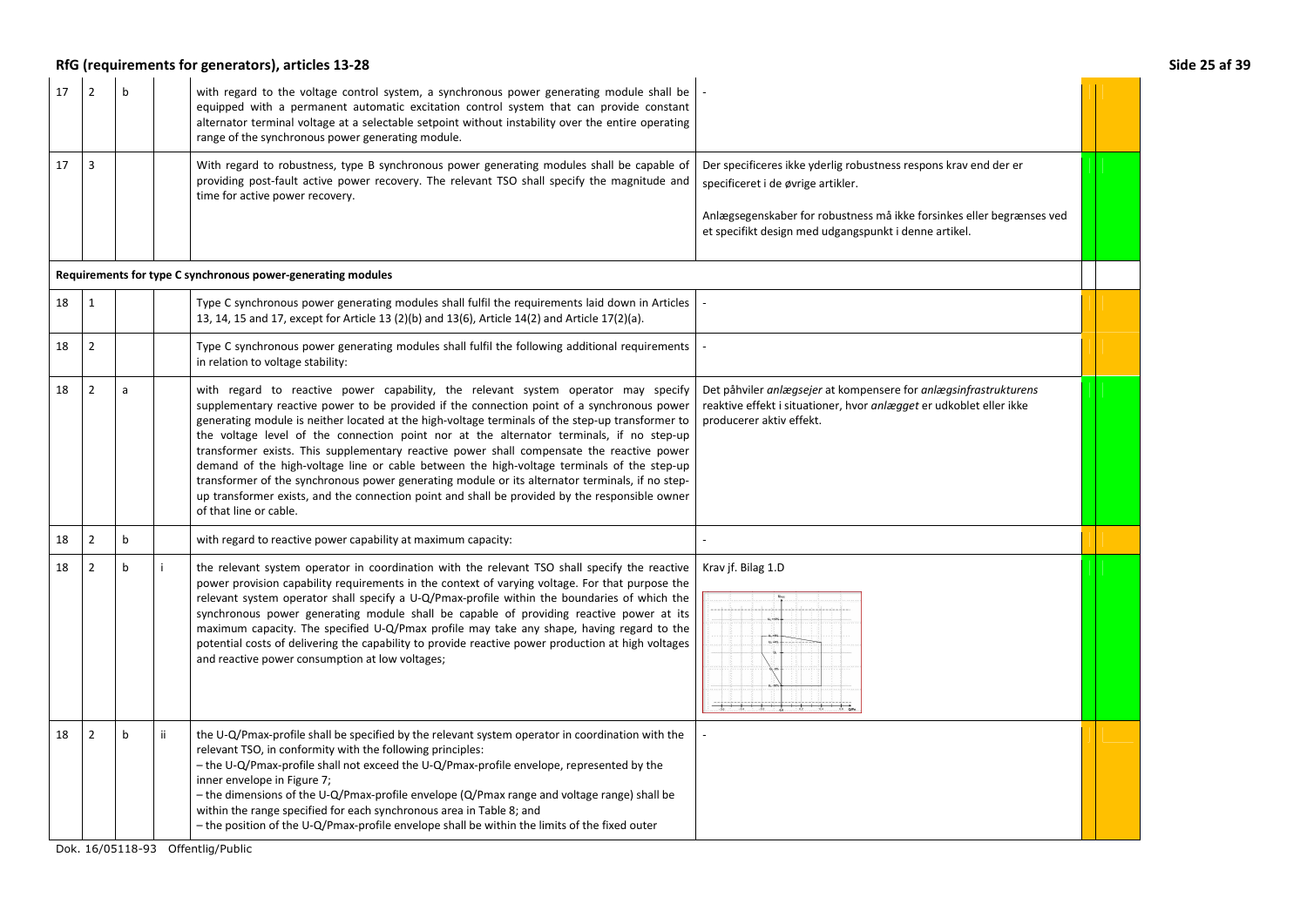# RfG (requirements for generators), articles 13-28

| | | | | | | |
|---|---|---|---|---|---|---|
| 17 | 2 | b | | with regard to the voltage control system, a synchronous power generating module shall be equipped with a permanent automatic excitation control system that can provide constant alternator terminal voltage at a selectable setpoint without instability over the entire operating range of the synchronous power generating module. | - | |
| 17 | 3 | | | With regard to robustness, type B synchronous power generating modules shall be capable of providing post-fault active power recovery. The relevant TSO shall specify the magnitude and time for active power recovery. | Der specificeres ikke yderlig robustness respons krav end der er specificeret i de øvrige artikler.<br><br>Anlægsegenskaber for robustness må ikke forsinkes eller begrænses ved et specifikt design med udgangspunkt i denne artikel. | |
| **Requirements for type C synchronous power-generating modules** | | | | | | |
| 18 | 1 | | | Type C synchronous power generating modules shall fulfil the requirements laid down in Articles 13, 14, 15 and 17, except for Article 13 (2)(b) and 13(6), Article 14(2) and Article 17(2)(a). | - | |
| 18 | 2 | | | Type C synchronous power generating modules shall fulfil the following additional requirements in relation to voltage stability: | - | |
| 18 | 2 | a | | with regard to reactive power capability, the relevant system operator may specify supplementary reactive power to be provided if the connection point of a synchronous power generating module is neither located at the high-voltage terminals of the step-up transformer to the voltage level of the connection point nor at the alternator terminals, if no step-up transformer exists. This supplementary reactive power shall compensate the reactive power demand of the high-voltage line or cable between the high-voltage terminals of the step-up transformer of the synchronous power generating module or its alternator terminals, if no step-up transformer exists, and the connection point and shall be provided by the responsible owner of that line or cable. | Det påhviler *anlægsejer* at kompensere for *anlægsinfrastrukturens* reaktive effekt i situationer, hvor *anlægget* er udkoblet eller ikke producerer aktiv effekt. | |
| 18 | 2 | b | | with regard to reactive power capability at maximum capacity: | - | |
| 18 | 2 | b | i | the relevant system operator in coordination with the relevant TSO shall specify the reactive power provision capability requirements in the context of varying voltage. For that purpose the relevant system operator shall specify a U-Q/Pmax-profile within the boundaries of which the synchronous power generating module shall be capable of providing reactive power at its maximum capacity. The specified U-Q/Pmax profile may take any shape, having regard to the potential costs of delivering the capability to provide reactive power production at high voltages and reactive power consumption at low voltages; | Krav jf. Bilag 1.D | |
| 18 | 2 | b | ii | the U-Q/Pmax-profile shall be specified by the relevant system operator in coordination with the relevant TSO, in conformity with the following principles:<br>– the U-Q/Pmax-profile shall not exceed the U-Q/Pmax-profile envelope, represented by the inner envelope in Figure 7;<br>– the dimensions of the U-Q/Pmax-profile envelope (Q/Pmax range and voltage range) shall be within the range specified for each synchronous area in Table 8; and<br>– the position of the U-Q/Pmax-profile envelope shall be within the limits of the fixed outer | - | |

Dok. 16/05118-93 Offentlig/Public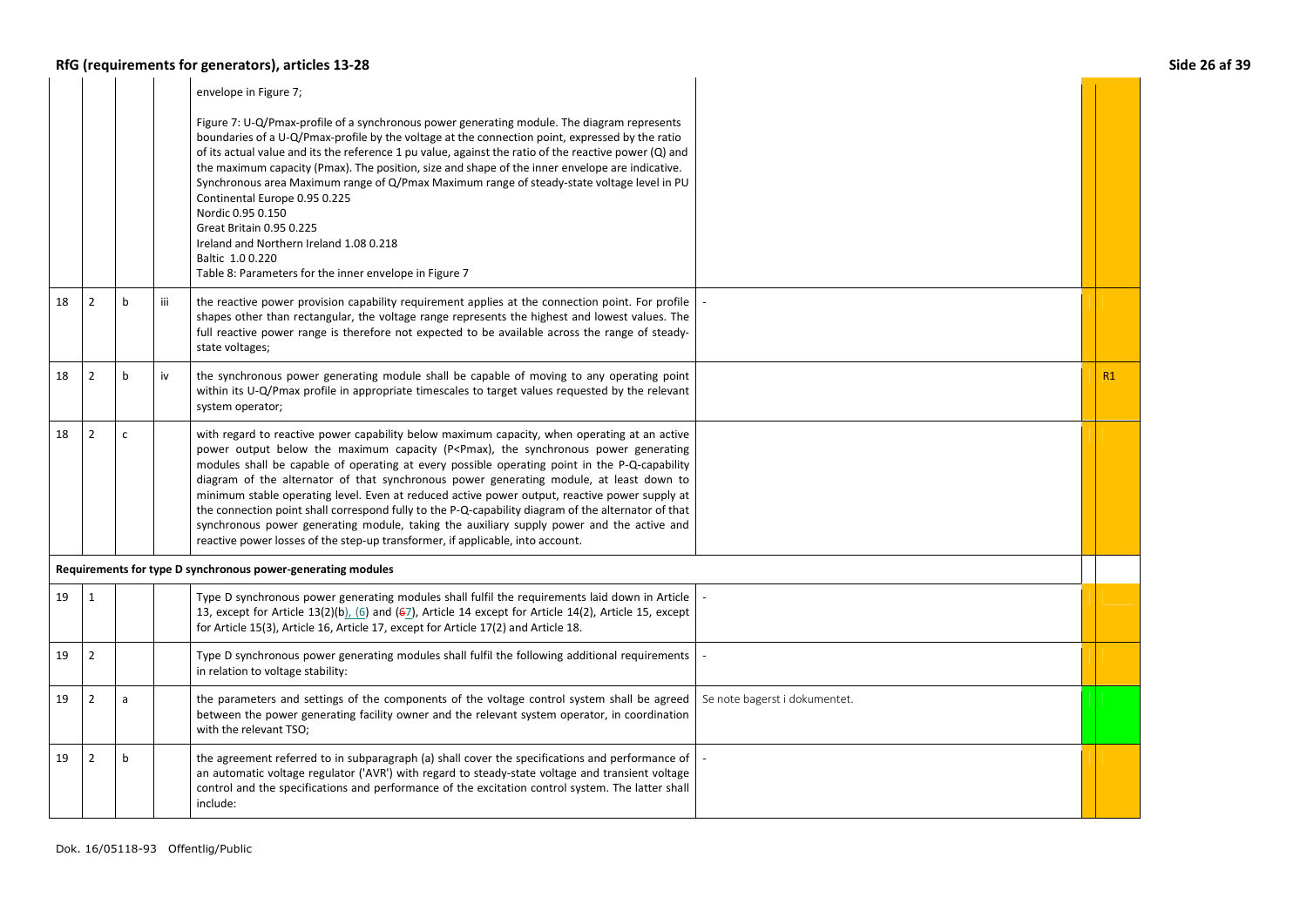| | | | | | | | |
|---|---|---|---|---|---|---|---|
| | | | | envelope in Figure 7;<br><br>Figure 7: U-Q/Pmax-profile of a synchronous power generating module. The diagram represents boundaries of a U-Q/Pmax-profile by the voltage at the connection point, expressed by the ratio of its actual value and its reference 1 pu value, against the ratio of the reactive power (Q) and the maximum capacity (Pmax). The position, size and shape of the inner envelope are indicative.<br>Synchronous area Maximum range of Q/Pmax Maximum range of steady-state voltage level in PU<br>Continental Europe 0.95 0.225<br>Nordic 0.95 0.150<br>Great Britain 0.95 0.225<br>Ireland and Northern Ireland 1.08 0.218<br>Baltic 1.0 0.220<br>Table 8: Parameters for the inner envelope in Figure 7 | | | |
| 18 | 2 | b | iii | the reactive power provision capability requirement applies at the connection point. For profile shapes other than rectangular, the voltage range represents the highest and lowest values. The full reactive power range is therefore not expected to be available across the range of steady-state voltages; | - | | |
| 18 | 2 | b | iv | the synchronous power generating module shall be capable of moving to any operating point within its U-Q/Pmax profile in appropriate timescales to target values requested by the relevant system operator; | | | R1 |
| 18 | 2 | c | | with regard to reactive power capability below maximum capacity, when operating at an active power output below the maximum capacity (P<Pmax), the synchronous power generating modules shall be capable of operating at every possible operating point in the P-Q-capability diagram of the alternator of that synchronous power generating module, at least down to minimum stable operating level. Even at reduced active power output, reactive power supply at the connection point shall correspond fully to the P-Q-capability diagram of the alternator of that synchronous power generating module, taking the auxiliary supply power and the active and reactive power losses of the step-up transformer, if applicable, into account. | | | |
| **Requirements for type D synchronous power-generating modules** | | | | | | | |
| 19 | 1 | | | Type D synchronous power generating modules shall fulfil the requirements laid down in Article 13, except for Article 13(2)(b), (6) and (~~6~~7), Article 14 except for Article 14(2), Article 15, except for Article 15(3), Article 16, Article 17, except for Article 17(2) and Article 18. | - | | |
| 19 | 2 | | | Type D synchronous power generating modules shall fulfil the following additional requirements in relation to voltage stability: | - | | |
| 19 | 2 | a | | the parameters and settings of the components of the voltage control system shall be agreed between the power generating facility owner and the relevant system operator, in coordination with the relevant TSO; | Se note bagerst i dokumentet. | | |
| 19 | 2 | b | | the agreement referred to in subparagraph (a) shall cover the specifications and performance of an automatic voltage regulator ('AVR') with regard to steady-state voltage and transient voltage control and the specifications and performance of the excitation control system. The latter shall include: | - | | |

Dok. 16/05118-93 Offentlig/Public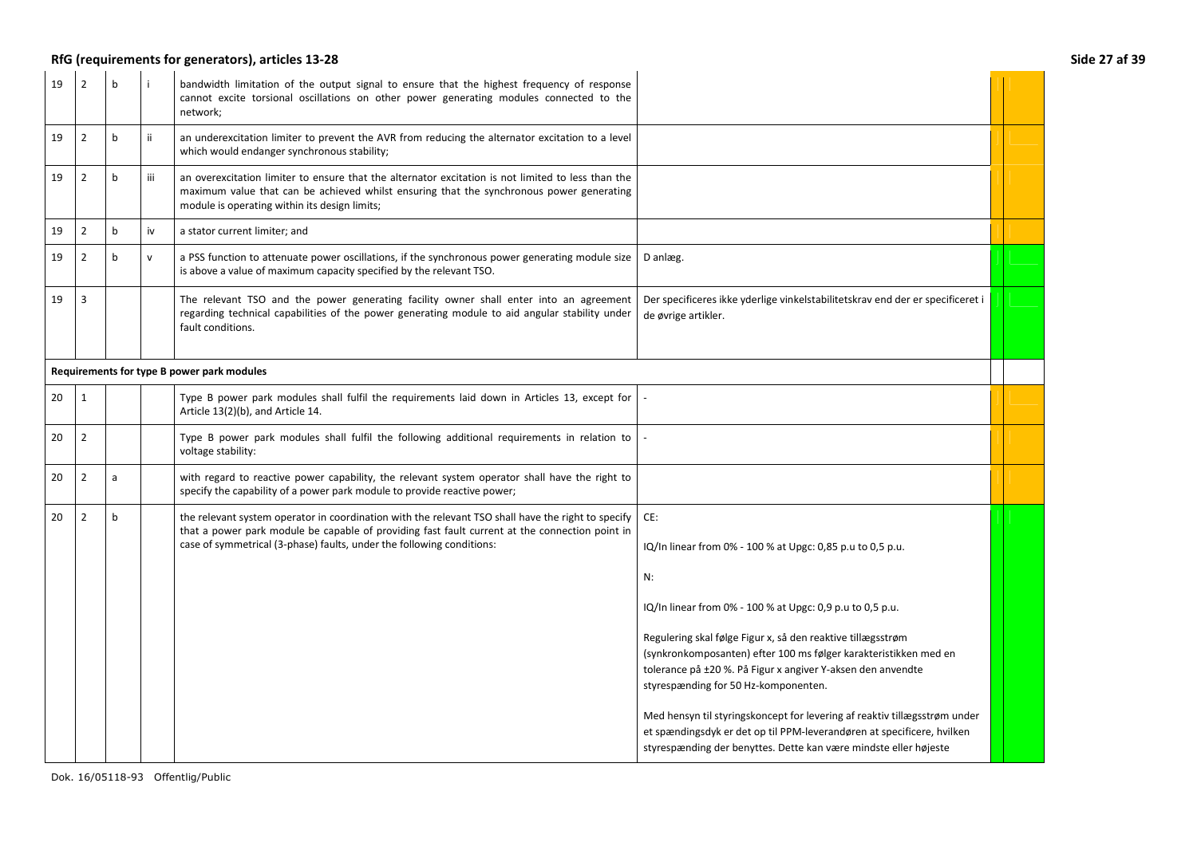| | | | | | |
|---|---|---|---|---|---|
| 19 | 2 | b | i | bandwidth limitation of the output signal to ensure that the highest frequency of response cannot excite torsional oscillations on other power generating modules connected to the network; | |
| 19 | 2 | b | ii | an underexcitation limiter to prevent the AVR from reducing the alternator excitation to a level which would endanger synchronous stability; | |
| 19 | 2 | b | iii | an overexcitation limiter to ensure that the alternator excitation is not limited to less than the maximum value that can be achieved whilst ensuring that the synchronous power generating module is operating within its design limits; | |
| 19 | 2 | b | iv | a stator current limiter; and | |
| 19 | 2 | b | v | a PSS function to attenuate power oscillations, if the synchronous power generating module size is above a value of maximum capacity specified by the relevant TSO. | D anlæg. |
| 19 | 3 | | | The relevant TSO and the power generating facility owner shall enter into an agreement regarding technical capabilities of the power generating module to aid angular stability under fault conditions. | Der specificeres ikke yderlige vinkelstabilitetskrav end der er specificeret i de øvrige artikler. |
| **Requirements for type B power park modules** | | | | | |
| 20 | 1 | | | Type B power park modules shall fulfil the requirements laid down in Articles 13, except for Article 13(2)(b), and Article 14. | - |
| 20 | 2 | | | Type B power park modules shall fulfil the following additional requirements in relation to voltage stability: | - |
| 20 | 2 | a | | with regard to reactive power capability, the relevant system operator shall have the right to specify the capability of a power park module to provide reactive power; | |
| 20 | 2 | b | | the relevant system operator in coordination with the relevant TSO shall have the right to specify that a power park module be capable of providing fast fault current at the connection point in case of symmetrical (3-phase) faults, under the following conditions: | CE:<br><br>IQ/In linear from 0% - 100 % at Upgc: 0,85 p.u to 0,5 p.u.<br><br>N:<br><br>IQ/In linear from 0% - 100 % at Upgc: 0,9 p.u to 0,5 p.u.<br><br>Regulering skal følge Figur x, så den reaktive tillægsstrøm (synkronkomposanten) efter 100 ms følger karakteristikken med en tolerance på ±20 %. På Figur x angiver Y-aksen den anvendte styrespænding for 50 Hz-komponenten.<br><br>Med hensyn til styringskoncept for levering af reaktiv tillægsstrøm under et spændingsdyk er det op til PPM-leverandøren at specificere, hvilken styrespænding der benyttes. Dette kan være mindste eller højeste |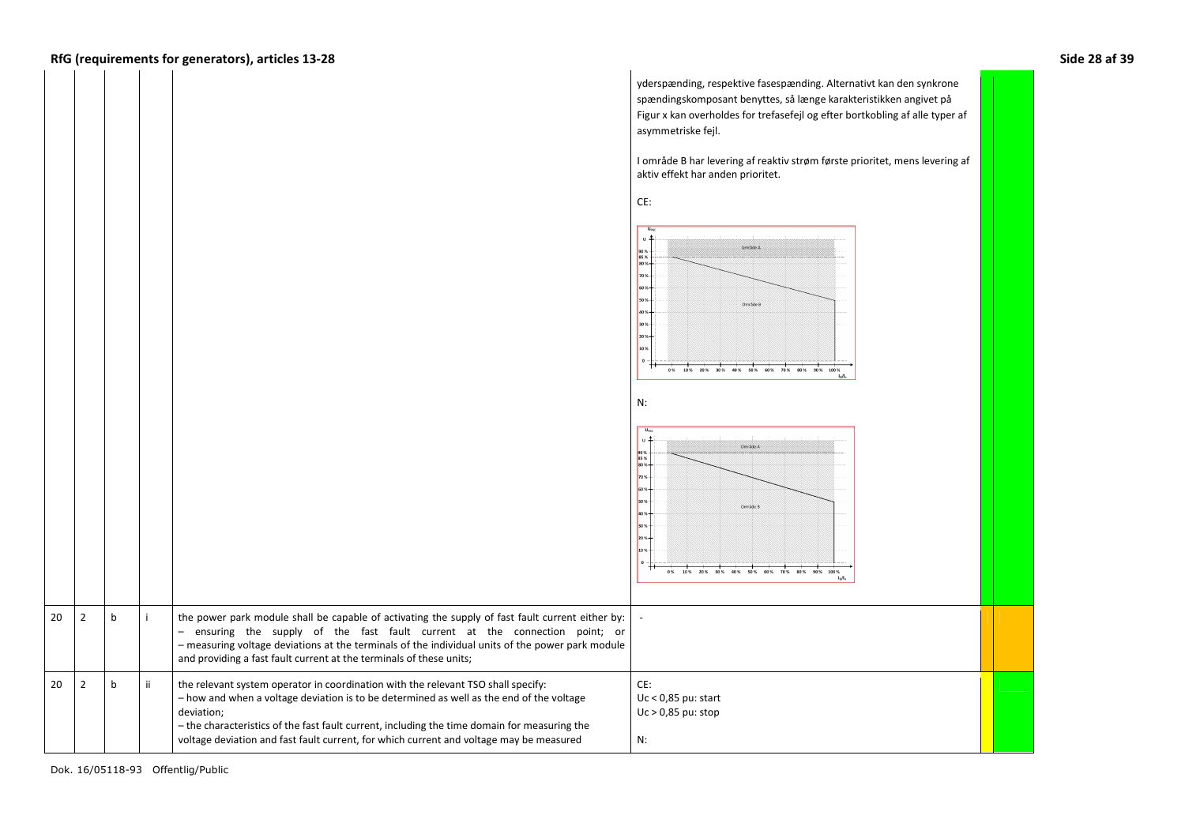| | | | | | | | |
|---|---|---|---|---|---|---|---|
| | | | | | yderspænding, respektive fasespænding. Alternativt kan den synkrone spændingskomposant benyttes, så længe karakteristikken angivet på Figur x kan overholdes for trefasefejl og efter bortkobling af alle typer af asymmetriske fejl.<br><br>I område B har levering af reaktiv strøm første prioritet, mens levering af aktiv effekt har anden prioritet.<br><br>CE:<br><br>N: | | |
| 20 | 2 | b | i | the power park module shall be capable of activating the supply of fast fault current either by:<br>– ensuring the supply of the fast fault current at the connection point; or<br>– measuring voltage deviations at the terminals of the individual units of the power park module and providing a fast fault current at the terminals of these units; | - | | |
| 20 | 2 | b | ii | the relevant system operator in coordination with the relevant TSO shall specify:<br>– how and when a voltage deviation is to be determined as well as the end of the voltage deviation;<br>– the characteristics of the fast fault current, including the time domain for measuring the voltage deviation and fast fault current, for which current and voltage may be measured | CE:<br>Uc < 0,85 pu: start<br>Uc > 0,85 pu: stop<br><br>N: | | |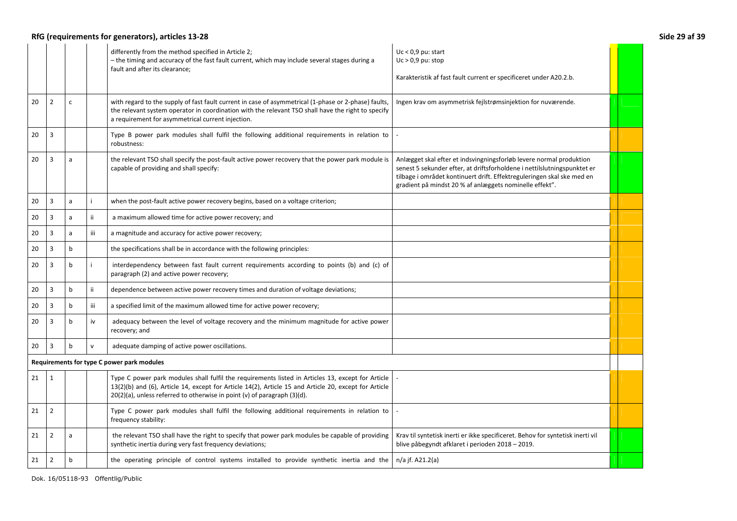| | | | | | | | |
|---|---|---|---|---|---|---|---|
| | | | | differently from the method specified in Article 2;<br>– the timing and accuracy of the fast fault current, which may include several stages during a fault and after its clearance; | Uc < 0,9 pu: start<br>Uc > 0,9 pu: stop<br><br>Karakteristik af fast fault current er specificeret under A20.2.b. | | |
| 20 | 2 | c | | with regard to the supply of fast fault current in case of asymmetrical (1-phase or 2-phase) faults, the relevant system operator in coordination with the relevant TSO shall have the right to specify a requirement for asymmetrical current injection. | Ingen krav om asymmetrisk fejlstrømsinjektion for nuværende. | | |
| 20 | 3 | | | Type B power park modules shall fulfil the following additional requirements in relation to robustness: | - | | |
| 20 | 3 | a | | the relevant TSO shall specify the post-fault active power recovery that the power park module is capable of providing and shall specify: | Anlægget skal efter et indsvingningsforløb levere normal produktion senest 5 sekunder efter, at driftsforholdene i nettilslutningspunktet er tilbage i området kontinuert drift. Effektreguleringen skal ske med en gradient på mindst 20 % af anlæggets nominelle effekt". | | |
| 20 | 3 | a | i | when the post-fault active power recovery begins, based on a voltage criterion; | | | |
| 20 | 3 | a | ii | a maximum allowed time for active power recovery; and | | | |
| 20 | 3 | a | iii | a magnitude and accuracy for active power recovery; | | | |
| 20 | 3 | b | | the specifications shall be in accordance with the following principles: | | | |
| 20 | 3 | b | i | interdependency between fast fault current requirements according to points (b) and (c) of paragraph (2) and active power recovery; | | | |
| 20 | 3 | b | ii | dependence between active power recovery times and duration of voltage deviations; | | | |
| 20 | 3 | b | iii | a specified limit of the maximum allowed time for active power recovery; | | | |
| 20 | 3 | b | iv | adequacy between the level of voltage recovery and the minimum magnitude for active power recovery; and | | | |
| 20 | 3 | b | v | adequate damping of active power oscillations. | | | |
| **Requirements for type C power park modules** | | | | | | | |
| 21 | 1 | | | Type C power park modules shall fulfil the requirements listed in Articles 13, except for Article 13(2)(b) and (6), Article 14, except for Article 14(2), Article 15 and Article 20, except for Article 20(2)(a), unless referred to otherwise in point (v) of paragraph (3)(d). | - | | |
| 21 | 2 | | | Type C power park modules shall fulfil the following additional requirements in relation to frequency stability: | - | | |
| 21 | 2 | a | | the relevant TSO shall have the right to specify that power park modules be capable of providing synthetic inertia during very fast frequency deviations; | Krav til syntetisk inerti er ikke specificeret. Behov for syntetisk inerti vil blive påbegyndt afklaret i perioden 2018 – 2019. | | |
| 21 | 2 | b | | the operating principle of control systems installed to provide synthetic inertia and the | n/a jf. A21.2(a) | | |

Dok. 16/05118-93 Offentlig/Public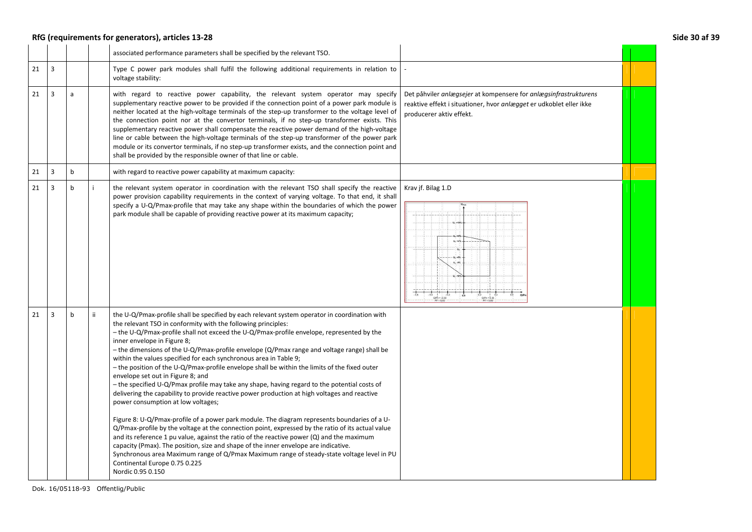| | | | | | |
|---|---|---|---|---|---|
| | | | | associated performance parameters shall be specified by the relevant TSO. | |
| 21 | 3 | | | Type C power park modules shall fulfil the following additional requirements in relation to voltage stability: | - |
| 21 | 3 | a | | with regard to reactive power capability, the relevant system operator may specify supplementary reactive power to be provided if the connection point of a power park module is neither located at the high-voltage terminals of the step-up transformer to the voltage level of the connection point nor at the convertor terminals, if no step-up transformer exists. This supplementary reactive power shall compensate the reactive power demand of the high-voltage line or cable between the high-voltage terminals of the step-up transformer of the power park module or its convertor terminals, if no step-up transformer exists, and the connection point and shall be provided by the responsible owner of that line or cable. | Det påhviler *anlægsejer* at kompensere for *anlægsinfrastrukturens* reaktive effekt i situationer, hvor *anlægget* er udkoblet eller ikke producerer aktiv effekt. |
| 21 | 3 | b | | with regard to reactive power capability at maximum capacity: | |
| 21 | 3 | b | i | the relevant system operator in coordination with the relevant TSO shall specify the reactive power provision capability requirements in the context of varying voltage. To that end, it shall specify a U-Q/Pmax-profile that may take any shape within the boundaries of which the power park module shall be capable of providing reactive power at its maximum capacity; | Krav jf. Bilag 1.D |
| 21 | 3 | b | ii | the U-Q/Pmax-profile shall be specified by each relevant system operator in coordination with the relevant TSO in conformity with the following principles:<br>– the U-Q/Pmax-profile shall not exceed the U-Q/Pmax-profile envelope, represented by the inner envelope in Figure 8;<br>– the dimensions of the U-Q/Pmax-profile envelope (Q/Pmax range and voltage range) shall be within the values specified for each synchronous area in Table 9;<br>– the position of the U-Q/Pmax-profile envelope shall be within the limits of the fixed outer envelope set out in Figure 8; and<br>– the specified U-Q/Pmax profile may take any shape, having regard to the potential costs of delivering the capability to provide reactive power production at high voltages and reactive power consumption at low voltages;<br><br>Figure 8: U-Q/Pmax-profile of a power park module. The diagram represents boundaries of a U-Q/Pmax-profile by the voltage at the connection point, expressed by the ratio of its actual value and its reference 1 pu value, against the ratio of the reactive power (Q) and the maximum capacity (Pmax). The position, size and shape of the inner envelope are indicative.<br>Synchronous area Maximum range of Q/Pmax Maximum range of steady-state voltage level in PU<br>Continental Europe 0.75 0.225<br>Nordic 0.95 0.150 | |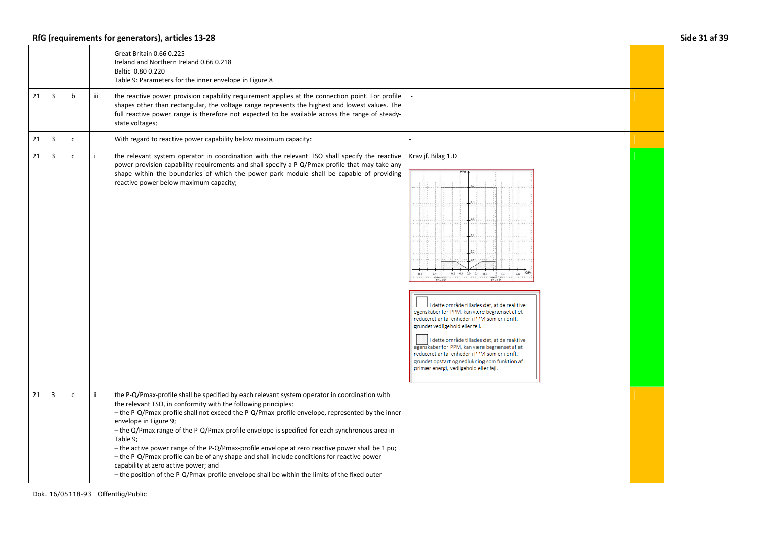| | | | | | | |
|---|---|---|---|---|---|---|
| | | | | Great Britain 0.66 0.225<br>Ireland and Northern Ireland 0.66 0.218<br>Baltic 0.80 0.220<br>Table 9: Parameters for the inner envelope in Figure 8 | | |
| 21 | 3 | b | iii | the reactive power provision capability requirement applies at the connection point. For profile shapes other than rectangular, the voltage range represents the highest and lowest values. The full reactive power range is therefore not expected to be available across the range of steady-state voltages; | - | |
| 21 | 3 | c | | With regard to reactive power capability below maximum capacity: | - | |
| 21 | 3 | c | i | the relevant system operator in coordination with the relevant TSO shall specify the reactive power provision capability requirements and shall specify a P-Q/Pmax-profile that may take any shape within the boundaries of which the power park module shall be capable of providing reactive power below maximum capacity; | Krav jf. Bilag 1.D<br><br>I dette område tillades det, at de reaktive egenskaber for PPM, kan være begrænset af et reduceret antal enheder i PPM som er i drift, grundet vedligehold eller fejl.<br><br>I dette område tillades det, at de reaktive egenskaber for PPM, kan være begrænset af et reduceret antal enheder i PPM som er i drift, grundet opstart og nedlukning som funktion af primær energi, vedligehold eller fejl. | |
| 21 | 3 | c | ii | the P-Q/Pmax-profile shall be specified by each relevant system operator in coordination with the relevant TSO, in conformity with the following principles:<br>– the P-Q/Pmax-profile shall not exceed the P-Q/Pmax-profile envelope, represented by the inner envelope in Figure 9;<br>– the Q/Pmax range of the P-Q/Pmax-profile envelope is specified for each synchronous area in Table 9;<br>– the active power range of the P-Q/Pmax-profile envelope at zero reactive power shall be 1 pu;<br>– the P-Q/Pmax-profile can be of any shape and shall include conditions for reactive power capability at zero active power; and<br>– the position of the P-Q/Pmax-profile envelope shall be within the limits of the fixed outer | | |

Dok. 16/05118-93 Offentlig/Public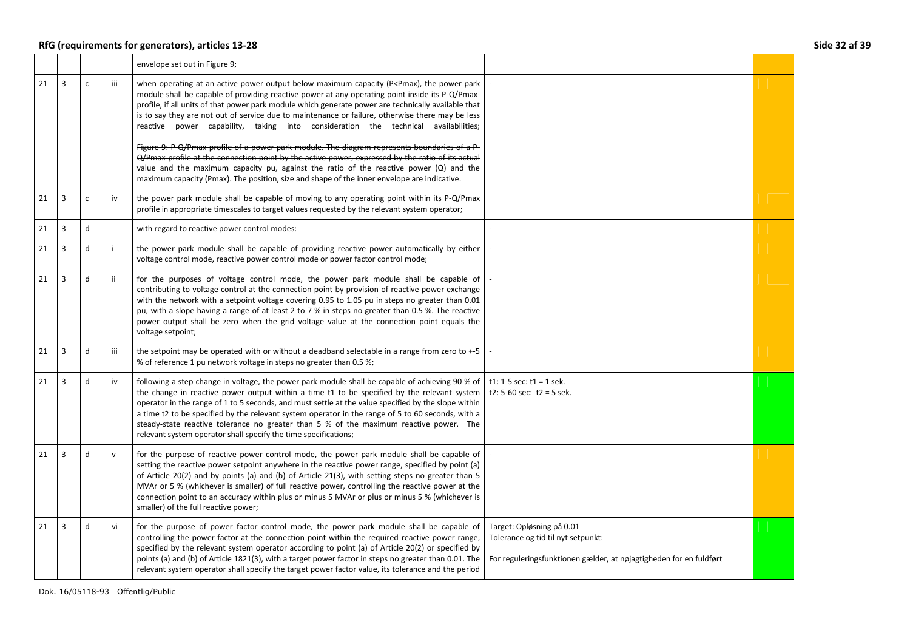| | | | | | | |
|---|---|---|---|---|---|---|
| | | | | envelope set out in Figure 9; | | |
| 21 | 3 | c | iii | when operating at an active power output below maximum capacity (P<Pmax), the power park module shall be capable of providing reactive power at any operating point inside its P-Q/Pmax-profile, if all units of that power park module which generate power are technically available that is to say they are not out of service due to maintenance or failure, otherwise there may be less reactive power capability, taking into consideration the technical availabilities; ~~Figure 9: P-Q/Pmax profile of a power park module. The diagram represents boundaries of a P-Q/Pmax-profile at the connection point by the active power, expressed by the ratio of its actual value and the maximum capacity pu, against the ratio of the reactive power (Q) and the maximum capacity (Pmax). The position, size and shape of the inner envelope are indicative.~~ | - | |
| 21 | 3 | c | iv | the power park module shall be capable of moving to any operating point within its P-Q/Pmax profile in appropriate timescales to target values requested by the relevant system operator; | | |
| 21 | 3 | d | | with regard to reactive power control modes: | - | |
| 21 | 3 | d | i | the power park module shall be capable of providing reactive power automatically by either voltage control mode, reactive power control mode or power factor control mode; | - | |
| 21 | 3 | d | ii | for the purposes of voltage control mode, the power park module shall be capable of contributing to voltage control at the connection point by provision of reactive power exchange with the network with a setpoint voltage covering 0.95 to 1.05 pu in steps no greater than 0.01 pu, with a slope having a range of at least 2 to 7 % in steps no greater than 0.5 %. The reactive power output shall be zero when the grid voltage value at the connection point equals the voltage setpoint; | - | |
| 21 | 3 | d | iii | the setpoint may be operated with or without a deadband selectable in a range from zero to +-5 % of reference 1 pu network voltage in steps no greater than 0.5 %; | - | |
| 21 | 3 | d | iv | following a step change in voltage, the power park module shall be capable of achieving 90 % of the change in reactive power output within a time t1 to be specified by the relevant system operator in the range of 1 to 5 seconds, and must settle at the value specified by the slope within a time t2 to be specified by the relevant system operator in the range of 5 to 60 seconds, with a steady-state reactive tolerance no greater than 5 % of the maximum reactive power. The relevant system operator shall specify the time specifications; | t1: 1-5 sec: t1 = 1 sek.<br>t2: 5-60 sec: t2 = 5 sek. | |
| 21 | 3 | d | v | for the purpose of reactive power control mode, the power park module shall be capable of setting the reactive power setpoint anywhere in the reactive power range, specified by point (a) of Article 20(2) and by points (a) and (b) of Article 21(3), with setting steps no greater than 5 MVAr or 5 % (whichever is smaller) of full reactive power, controlling the reactive power at the connection point to an accuracy within plus or minus 5 MVAr or plus or minus 5 % (whichever is smaller) of the full reactive power; | - | |
| 21 | 3 | d | vi | for the purpose of power factor control mode, the power park module shall be capable of controlling the power factor at the connection point within the required reactive power range, specified by the relevant system operator according to point (a) of Article 20(2) or specified by points (a) and (b) of Article 1821(3), with a target power factor in steps no greater than 0.01. The relevant system operator shall specify the target power factor value, its tolerance and the period | Target: Opløsning på 0.01<br>Tolerance og tid til nyt setpunkt:<br><br>For reguleringsfunktionen gælder, at nøjagtigheden for en fuldført | |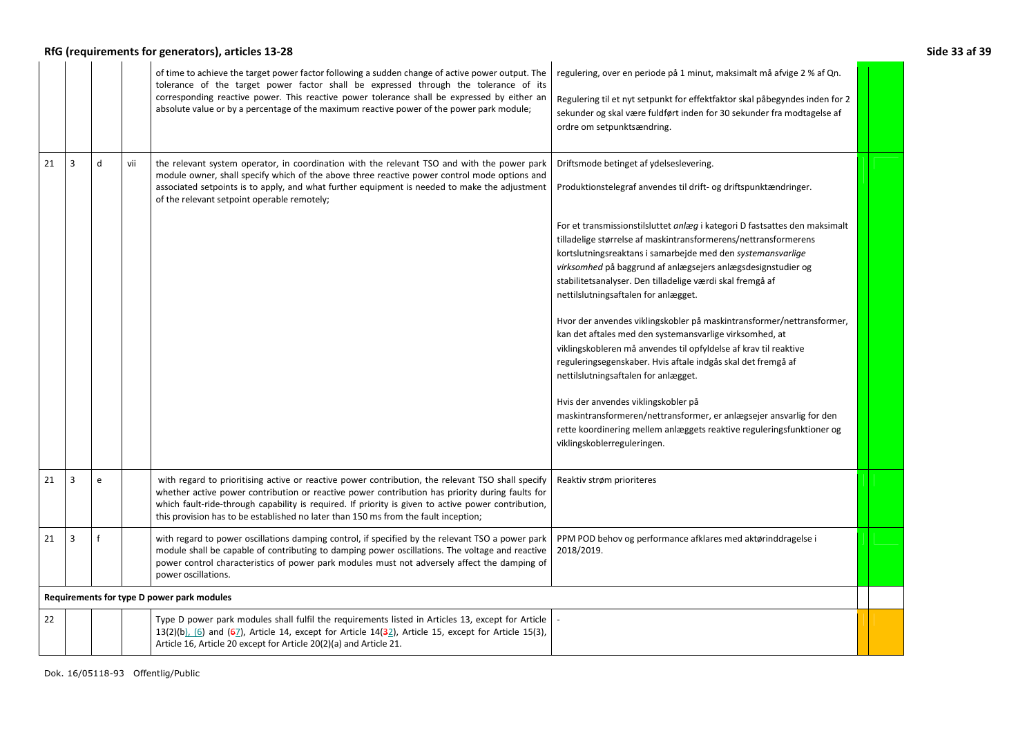| | | | | | | | |
|---|---|---|---|---|---|---|---|
| | | | | of time to achieve the target power factor following a sudden change of active power output. The tolerance of the target power factor shall be expressed through the tolerance of its corresponding reactive power. This reactive power tolerance shall be expressed by either an absolute value or by a percentage of the maximum reactive power of the power park module; | regulering, over en periode på 1 minut, maksimalt må afvige 2 % af Qn.<br><br>Regulering til et nyt setpunkt for effektfaktor skal påbegyndes inden for 2 sekunder og skal være fuldført inden for 30 sekunder fra modtagelse af ordre om setpunktsændring. | | |
| 21 | 3 | d | vii | the relevant system operator, in coordination with the relevant TSO and with the power park module owner, shall specify which of the above three reactive power control mode options and associated setpoints is to apply, and what further equipment is needed to make the adjustment of the relevant setpoint operable remotely; | Driftsmode betinget af ydelseslevering.<br><br>Produktionstelegraf anvendes til drift- og driftspunktændringer.<br><br>For et transmissionstilsluttet *anlæg* i kategori D fastsættes den maksimalt tilladelige størrelse af maskintransformerens/nettransformerens kortslutningsreaktans i samarbejde med den *systemansvarlige virksomhed* på baggrund af anlægsejers anlægsdesignstudier og stabilitetsanalyser. Den tilladelige værdi skal fremgå af nettilslutningsaftalen for anlægget.<br><br>Hvor der anvendes viklingskobler på maskintransformer/nettransformer, kan det aftales med den systemansvarlige virksomhed, at viklingskobleren må anvendes til opfyldelse af krav til reaktive reguleringsegenskaber. Hvis aftale indgås skal det fremgå af nettilslutningsaftalen for anlægget.<br><br>Hvis der anvendes viklingskobler på maskintransformeren/nettransformer, er anlægsejer ansvarlig for den rette koordinering mellem anlæggets reaktive reguleringsfunktioner og viklingskoblerreguleringen. | | |
| 21 | 3 | e | | with regard to prioritising active or reactive power contribution, the relevant TSO shall specify whether active power contribution or reactive power contribution has priority during faults for which fault-ride-through capability is required. If priority is given to active power contribution, this provision has to be established no later than 150 ms from the fault inception; | Reaktiv strøm prioriteres | | |
| 21 | 3 | f | | with regard to power oscillations damping control, if specified by the relevant TSO a power park module shall be capable of contributing to damping power oscillations. The voltage and reactive power control characteristics of power park modules must not adversely affect the damping of power oscillations. | PPM POD behov og performance afklares med aktørinddragelse i 2018/2019. | | |
| **Requirements for type D power park modules** | | | | | | | |
| 22 | | | | Type D power park modules shall fulfil the requirements listed in Articles 13, except for Article 13(2)(b), (6) and (~~6~~7), Article 14, except for Article 14(~~3~~2), Article 15, except for Article 15(3), Article 16, Article 20 except for Article 20(2)(a) and Article 21. | - | | |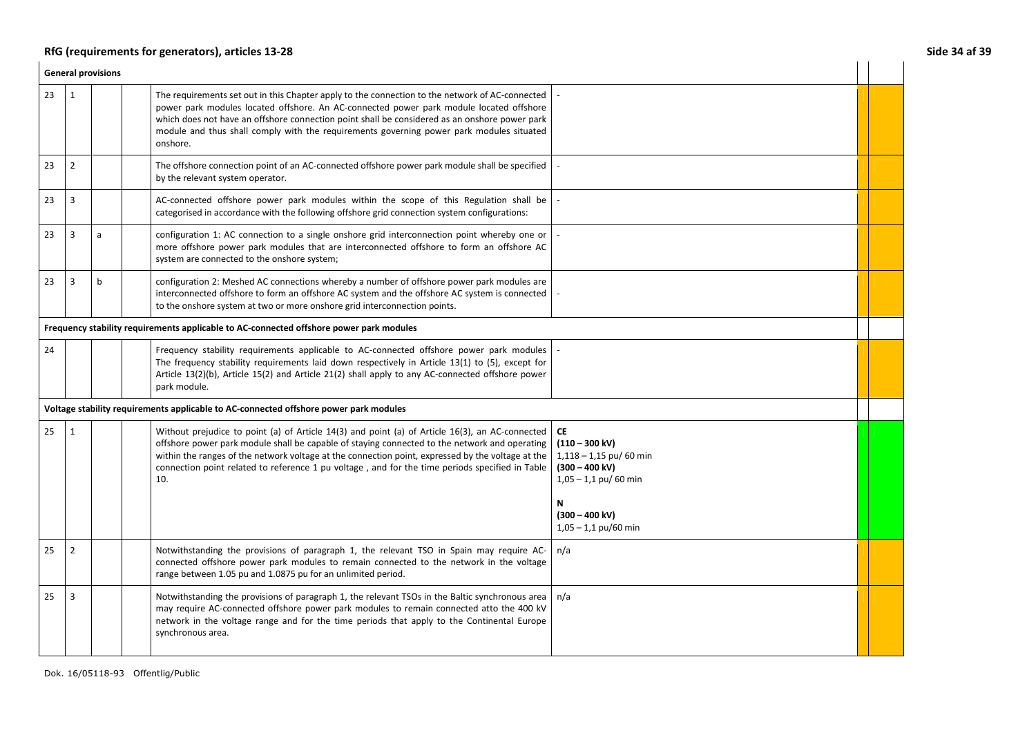## RfG (requirements for generators), articles 13-28

| | | | | General provisions | | | |
|---|---|---|---|---|---|---|---|
| 23 | 1 | | | The requirements set out in this Chapter apply to the connection to the network of AC-connected power park modules located offshore. An AC-connected power park module located offshore which does not have an offshore connection point shall be considered as an onshore power park module and thus shall comply with the requirements governing power park modules situated onshore. | - | | |
| 23 | 2 | | | The offshore connection point of an AC-connected offshore power park module shall be specified by the relevant system operator. | - | | |
| 23 | 3 | | | AC-connected offshore power park modules within the scope of this Regulation shall be categorised in accordance with the following offshore grid connection system configurations: | - | | |
| 23 | 3 | a | | configuration 1: AC connection to a single onshore grid interconnection point whereby one or more offshore power park modules that are interconnected offshore to form an offshore AC system are connected to the onshore system; | - | | |
| 23 | 3 | b | | configuration 2: Meshed AC connections whereby a number of offshore power park modules are interconnected offshore to form an offshore AC system and the offshore AC system is connected to the onshore system at two or more onshore grid interconnection points. | - | | |
| | | | | **Frequency stability requirements applicable to AC-connected offshore power park modules** | | | |
| 24 | | | | Frequency stability requirements applicable to AC-connected offshore power park modules The frequency stability requirements laid down respectively in Article 13(1) to (5), except for Article 13(2)(b), Article 15(2) and Article 21(2) shall apply to any AC-connected offshore power park module. | - | | |
| | | | | **Voltage stability requirements applicable to AC-connected offshore power park modules** | | | |
| 25 | 1 | | | Without prejudice to point (a) of Article 14(3) and point (a) of Article 16(3), an AC-connected offshore power park module shall be capable of staying connected to the network and operating within the ranges of the network voltage at the connection point, expressed by the voltage at the connection point related to reference 1 pu voltage , and for the time periods specified in Table 10. | **CE**<br>**(110 – 300 kV)**<br>1,118 – 1,15 pu/ 60 min<br>**(300 – 400 kV)**<br>1,05 – 1,1 pu/ 60 min<br><br>**N**<br>**(300 – 400 kV)**<br>1,05 – 1,1 pu/60 min | | |
| 25 | 2 | | | Notwithstanding the provisions of paragraph 1, the relevant TSO in Spain may require AC-connected offshore power park modules to remain connected to the network in the voltage range between 1.05 pu and 1.0875 pu for an unlimited period. | n/a | | |
| 25 | 3 | | | Notwithstanding the provisions of paragraph 1, the relevant TSOs in the Baltic synchronous area may require AC-connected offshore power park modules to remain connected atto the 400 kV network in the voltage range and for the time periods that apply to the Continental Europe synchronous area. | n/a | | |

Dok. 16/05118-93 Offentlig/Public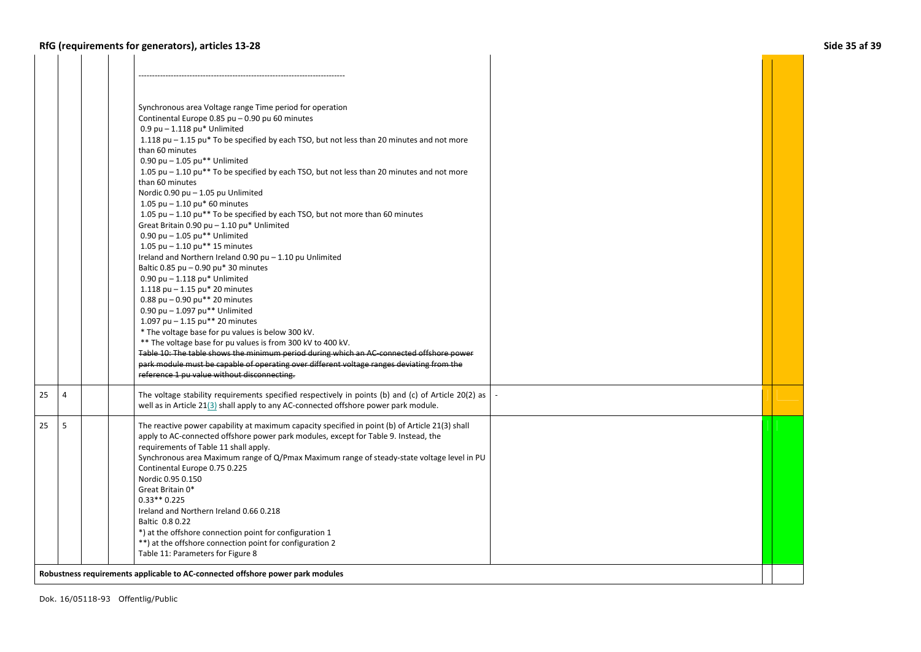| | | | | | | | |
|---|---|---|---|---|---|---|---|
| | | | | ---------------------------------------------------------------------------<br><br>Synchronous area Voltage range Time period for operation<br>Continental Europe 0.85 pu – 0.90 pu 60 minutes<br>0.9 pu – 1.118 pu* Unlimited<br>1.118 pu – 1.15 pu* To be specified by each TSO, but not less than 20 minutes and not more than 60 minutes<br>0.90 pu – 1.05 pu** Unlimited<br>1.05 pu – 1.10 pu** To be specified by each TSO, but not less than 20 minutes and not more than 60 minutes<br>Nordic 0.90 pu – 1.05 pu Unlimited<br>1.05 pu – 1.10 pu* 60 minutes<br>1.05 pu – 1.10 pu** To be specified by each TSO, but not more than 60 minutes<br>Great Britain 0.90 pu – 1.10 pu* Unlimited<br>0.90 pu – 1.05 pu** Unlimited<br>1.05 pu – 1.10 pu** 15 minutes<br>Ireland and Northern Ireland 0.90 pu – 1.10 pu Unlimited<br>Baltic 0.85 pu – 0.90 pu* 30 minutes<br>0.90 pu – 1.118 pu* Unlimited<br>1.118 pu – 1.15 pu* 20 minutes<br>0.88 pu – 0.90 pu** 20 minutes<br>0.90 pu – 1.097 pu** Unlimited<br>1.097 pu – 1.15 pu** 20 minutes<br>* The voltage base for pu values is below 300 kV.<br>** The voltage base for pu values is from 300 kV to 400 kV.<br>~~Table 10: The table shows the minimum period during which an AC-connected offshore power park module must be capable of operating over different voltage ranges deviating from the reference 1 pu value without disconnecting.~~ | | | |
| 25 | 4 | | | The voltage stability requirements specified respectively in points (b) and (c) of Article 20(2) as well as in Article 21(3) shall apply to any AC-connected offshore power park module. | - | | |
| 25 | 5 | | | The reactive power capability at maximum capacity specified in point (b) of Article 21(3) shall apply to AC-connected offshore power park modules, except for Table 9. Instead, the requirements of Table 11 shall apply.<br>Synchronous area Maximum range of Q/Pmax Maximum range of steady-state voltage level in PU<br>Continental Europe 0.75 0.225<br>Nordic 0.95 0.150<br>Great Britain 0*<br>0.33** 0.225<br>Ireland and Northern Ireland 0.66 0.218<br>Baltic 0.8 0.22<br>*) at the offshore connection point for configuration 1<br>**) at the offshore connection point for configuration 2<br>Table 11: Parameters for Figure 8 | | | |
| **Robustness requirements applicable to AC-connected offshore power park modules** | | | | | | | |

Dok. 16/05118-93 Offentlig/Public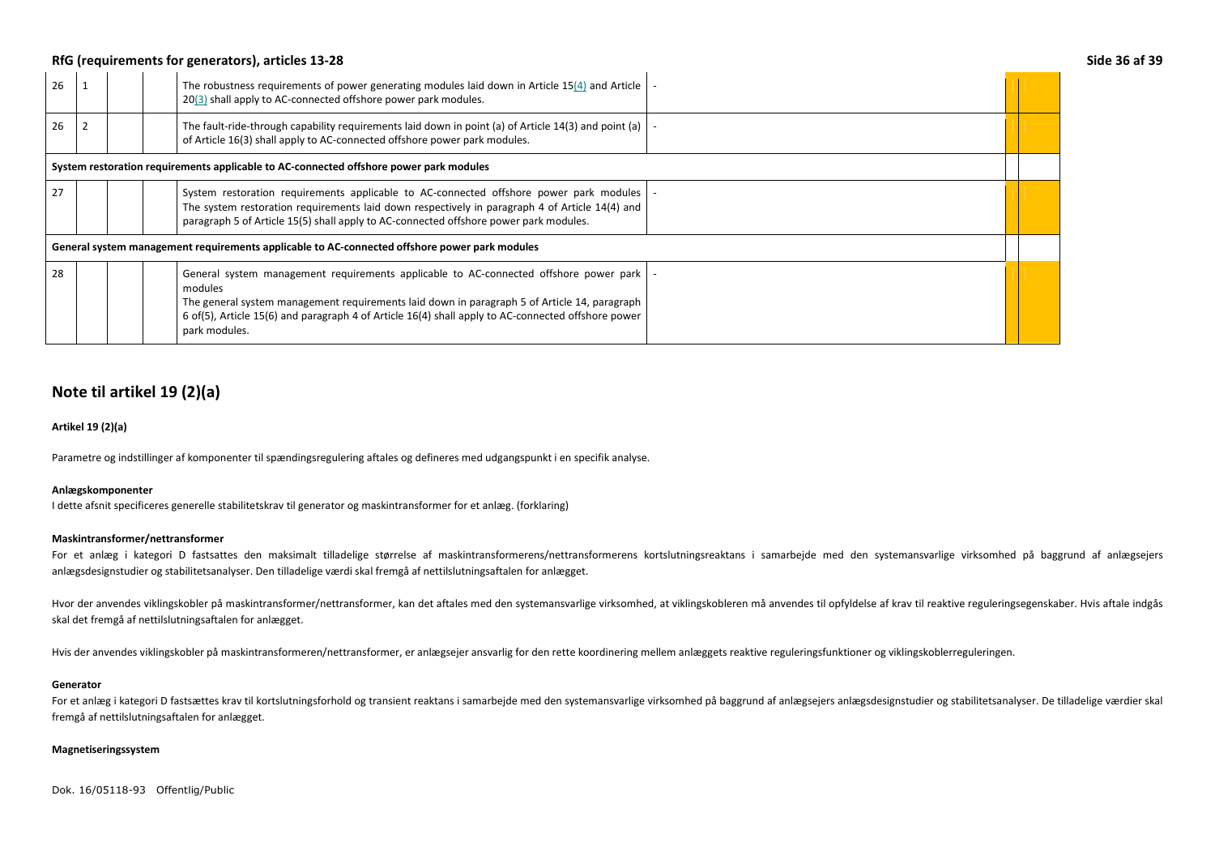| | | | | | | | |
|---|---|---|---|---|---|---|---|
| 26 | 1 | | | The robustness requirements of power generating modules laid down in Article 15(4) and Article 20(3) shall apply to AC-connected offshore power park modules. | - | | |
| 26 | 2 | | | The fault-ride-through capability requirements laid down in point (a) of Article 14(3) and point (a) of Article 16(3) shall apply to AC-connected offshore power park modules. | - | | |
| **System restoration requirements applicable to AC-connected offshore power park modules** | | | | | | | |
| 27 | | | | System restoration requirements applicable to AC-connected offshore power park modules The system restoration requirements laid down respectively in paragraph 4 of Article 14(4) and paragraph 5 of Article 15(5) shall apply to AC-connected offshore power park modules. | - | | |
| **General system management requirements applicable to AC-connected offshore power park modules** | | | | | | | |
| 28 | | | | General system management requirements applicable to AC-connected offshore power park modules The general system management requirements laid down in paragraph 5 of Article 14, paragraph 6 of(5), Article 15(6) and paragraph 4 of Article 16(4) shall apply to AC-connected offshore power park modules. | - | | |

## Note til artikel 19 (2)(a)

**Artikel 19 (2)(a)**

Parametre og indstillinger af komponenter til spændingsregulering aftales og defineres med udgangspunkt i en specifik analyse.

**Anlægskomponenter**

I dette afsnit specificeres generelle stabilitetskrav til generator og maskintransformer for et anlæg. (forklaring)

**Maskintransformer/nettransformer**

For et anlæg i kategori D fastsattes den maksimalt tilladelige størrelse af maskintransformerens/nettransformerens kortslutningsreaktans i samarbejde med den systemansvarlige virksomhed på baggrund af anlægsejers anlægsdesignstudier og stabilitetsanalyser. Den tilladelige værdi skal fremgå af nettilslutningsaftalen for anlægget.

Hvor der anvendes viklingskobler på maskintransformer/nettransformer, kan det aftales med den systemansvarlige virksomhed, at viklingskobleren må anvendes til opfyldelse af krav til reaktive reguleringsegenskaber. Hvis aftale indgås skal det fremgå af nettilslutningsaftalen for anlægget.

Hvis der anvendes viklingskobler på maskintransformeren/nettransformer, er anlægsejer ansvarlig for den rette koordinering mellem anlæggets reaktive reguleringsfunktioner og viklingskoblerreguleringen.

**Generator**

For et anlæg i kategori D fastsættes krav til kortslutningsforhold og transient reaktans i samarbejde med den systemansvarlige virksomhed på baggrund af anlægsejers anlægsdesignstudier og stabilitetsanalyser. De tilladelige værdier skal fremgå af nettilslutningsaftalen for anlægget.

**Magnetiseringssystem**

Dok. 16/05118-93 Offentlig/Public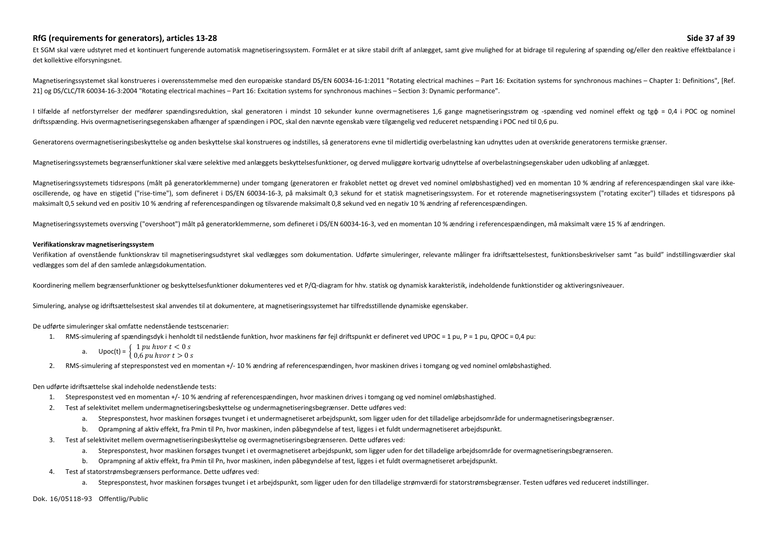Et SGM skal være udstyret med et kontinuert fungerende automatisk magnetiseringssystem. Formålet er at sikre stabil drift af anlægget, samt give mulighed for at bidrage til regulering af spænding og/eller den reaktive effektbalance i det kollektive elforsyningsnet.

Magnetiseringssystemet skal konstrueres i overensstemmelse med den europæiske standard DS/EN 60034-16-1:2011 "Rotating electrical machines – Part 16: Excitation systems for synchronous machines – Chapter 1: Definitions", [Ref. 21] og DS/CLC/TR 60034-16-3:2004 "Rotating electrical machines – Part 16: Excitation systems for synchronous machines – Section 3: Dynamic performance".

I tilfælde af netforstyrrelser der medfører spændingsreduktion, skal generatoren i mindst 10 sekunder kunne overmagnetiseres 1,6 gange magnetiseringsstrøm og -spænding ved nominel effekt og tgφ = 0,4 i POC og nominel driftsspænding. Hvis overmagnetiseringsegenskaben afhænger af spændingen i POC, skal den nævnte egenskab være tilgængelig ved reduceret netspænding i POC ned til 0,6 pu.

Generatorens overmagnetiseringsbeskyttelse og anden beskyttelse skal konstrueres og indstilles, så generatorens evne til midlertidig overbelastning kan udnyttes uden at overskride generatorens termiske grænser.

Magnetiseringssystemets begrænserfunktioner skal være selektive med anlæggets beskyttelsesfunktioner, og derved muliggøre kortvarig udnyttelse af overbelastningsegenskaber uden udkobling af anlægget.

Magnetiseringssystemets tidsrespons (målt på generatorklemmerne) under tomgang (generatoren er frakoblet nettet og drevet ved nominel omløbshastighed) ved en momentan 10 % ændring af referencespændingen skal vare ikke-oscillerende, og have en stigetid ("rise-time"), som defineret i DS/EN 60034-16-3, på maksimalt 0,3 sekund for et statisk magnetiseringssystem. For et roterende magnetiseringssystem ("rotating exciter") tillades et tidsrespons på maksimalt 0,5 sekund ved en positiv 10 % ændring af referencespandingen og tilsvarende maksimalt 0,8 sekund ved en negativ 10 % ændring af referencespændingen.

Magnetiseringssystemets oversving ("overshoot") målt på generatorklemmerne, som defineret i DS/EN 60034-16-3, ved en momentan 10 % ændring i referencespændingen, må maksimalt være 15 % af ændringen.

**Verifikationskrav magnetiseringssystem**

Verifikation af ovenstående funktionskrav til magnetiseringsudstyret skal vedlægges som dokumentation. Udførte simuleringer, relevante målinger fra idriftsættelsestest, funktionsbeskrivelser samt "as build" indstillingsværdier skal vedlægges som del af den samlede anlægsdokumentation.

Koordinering mellem begrænserfunktioner og beskyttelsesfunktioner dokumenteres ved et P/Q-diagram for hhv. statisk og dynamisk karakteristik, indeholdende funktionstider og aktiveringsniveauer.

Simulering, analyse og idriftsættelsestest skal anvendes til at dokumentere, at magnetiseringssystemet har tilfredsstillende dynamiske egenskaber.

De udførte simuleringer skal omfatte nedenstående testscenarier:

1. RMS-simulering af spændingsdyk i henholdt til nedstående funktion, hvor maskinens før fejl driftspunkt er defineret ved UPOC = 1 pu, P = 1 pu, QPOC = 0,4 pu:
    a. $\text{Upoc}(t) = \begin{cases} 1\,pu\ hvor\ t < 0\,s \\ 0{,}6\,pu\ hvor\ t > 0\,s \end{cases}$
2. RMS-simulering af stepresponstest ved en momentan +/- 10 % ændring af referencespændingen, hvor maskinen drives i tomgang og ved nominel omløbshastighed.

Den udførte idriftsættelse skal indeholde nedenstående tests:

1. Stepresponstest ved en momentan +/- 10 % ændring af referencespændingen, hvor maskinen drives i tomgang og ved nominel omløbshastighed.
2. Test af selektivitet mellem undermagnetiseringsbeskyttelse og undermagnetiseringsbegrænser. Dette udføres ved:
    a. Stepresponstest, hvor maskinen forsøges tvunget i et undermagnetiseret arbejdspunkt, som ligger uden for det tilladelige arbejdsområde for undermagnetiseringsbegrænser.
    b. Oprampning af aktiv effekt, fra Pmin til Pn, hvor maskinen, inden påbegyndelse af test, ligges i et fuldt undermagnetiseret arbejdspunkt.
3. Test af selektivitet mellem overmagnetiseringsbeskyttelse og overmagnetiseringsbegrænseren. Dette udføres ved:
    a. Stepresponstest, hvor maskinen forsøges tvunget i et overmagnetiseret arbejdspunkt, som ligger uden for det tilladelige arbejdsområde for overmagnetiseringsbegrænseren.
    b. Oprampning af aktiv effekt, fra Pmin til Pn, hvor maskinen, inden påbegyndelse af test, ligges i et fuldt overmagnetiseret arbejdspunkt.
4. Test af statorstrømsbegrænsers performance. Dette udføres ved:
    a. Stepresponstest, hvor maskinen forsøges tvunget i et arbejdspunkt, som ligger uden for den tilladelige strømværdi for statorstrømsbegrænser. Testen udføres ved reduceret indstillinger.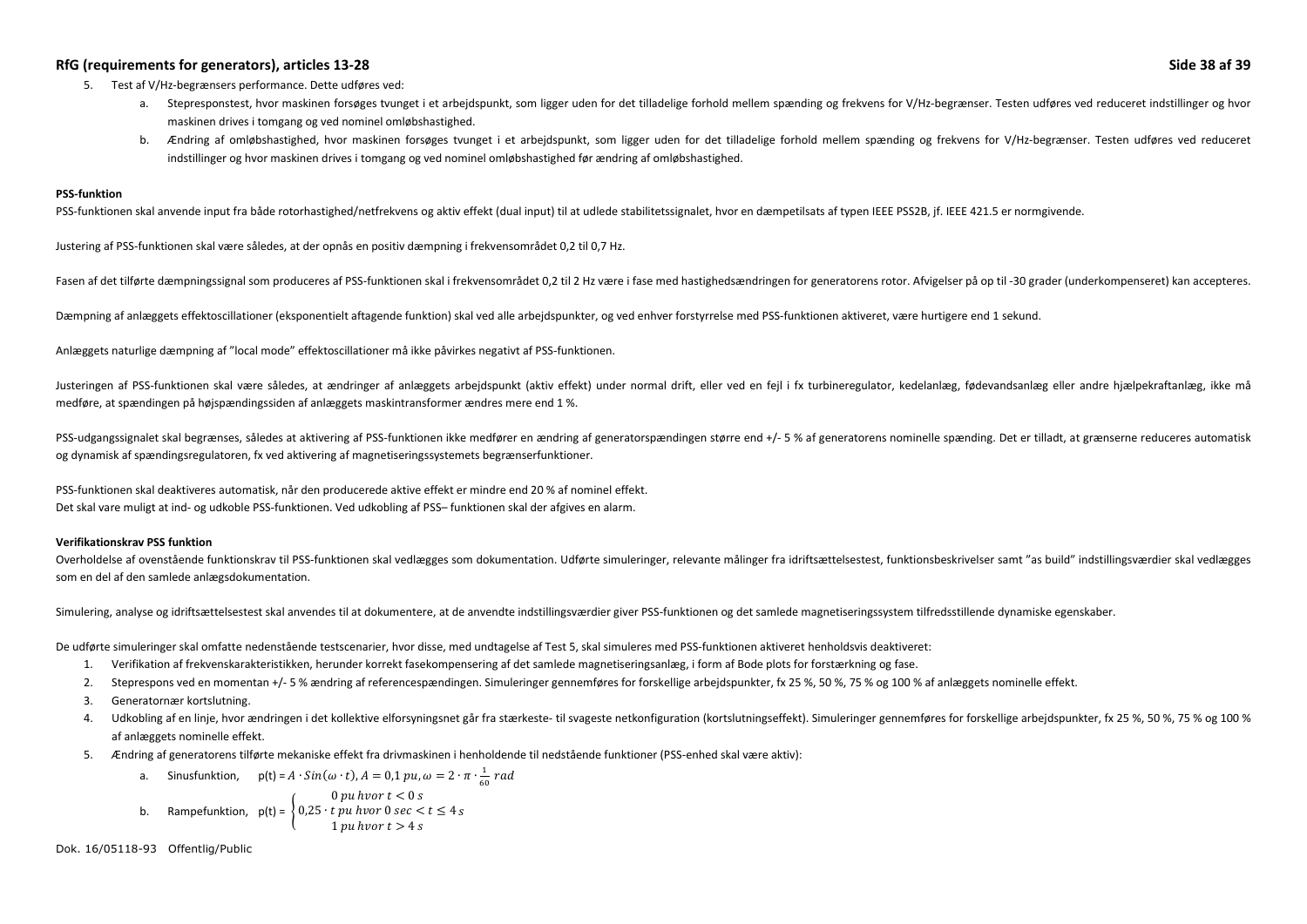5. Test af V/Hz-begrænsers performance. Dette udføres ved:
    a. Stepresponstest, hvor maskinen forsøges tvunget i et arbejdspunkt, som ligger uden for det tilladelige forhold mellem spænding og frekvens for V/Hz-begrænser. Testen udføres ved reduceret indstillinger og hvor maskinen drives i tomgang og ved nominel omløbshastighed.
    b. Ændring af omløbshastighed, hvor maskinen forsøges tvunget i et arbejdspunkt, som ligger uden for det tilladelige forhold mellem spænding og frekvens for V/Hz-begrænser. Testen udføres ved reduceret indstillinger og hvor maskinen drives i tomgang og ved nominel omløbshastighed før ændring af omløbshastighed.

**PSS-funktion**

PSS-funktionen skal anvende input fra både rotorhastighed/netfrekvens og aktiv effekt (dual input) til at udlede stabilitetssignalet, hvor en dæmpetilsats af typen IEEE PSS2B, jf. IEEE 421.5 er normgivende.

Justering af PSS-funktionen skal være således, at der opnås en positiv dæmpning i frekvensområdet 0,2 til 0,7 Hz.

Fasen af det tilførte dæmpningssignal som produceres af PSS-funktionen skal i frekvensområdet 0,2 til 2 Hz være i fase med hastighedsændringen for generatorens rotor. Afvigelser på op til -30 grader (underkompenseret) kan accepteres.

Dæmpning af anlæggets effektoscillationer (eksponentielt aftagende funktion) skal ved alle arbejdspunkter, og ved enhver forstyrrelse med PSS-funktionen aktiveret, være hurtigere end 1 sekund.

Anlæggets naturlige dæmpning af "local mode" effektoscillationer må ikke påvirkes negativt af PSS-funktionen.

Justeringen af PSS-funktionen skal være således, at ændringer af anlæggets arbejdspunkt (aktiv effekt) under normal drift, eller ved en fejl i fx turbineregulator, kedelanlæg, fødevandsanlæg eller andre hjælpekraftanlæg, ikke må medføre, at spændingen på højspændingssiden af anlæggets maskintransformer ændres mere end 1 %.

PSS-udgangssignalet skal begrænses, således at aktivering af PSS-funktionen ikke medfører en ændring af generatorspændingen større end +/- 5 % af generatorens nominelle spænding. Det er tilladt, at grænserne reduceres automatisk og dynamisk af spændingsregulatoren, fx ved aktivering af magnetiseringssystemets begrænserfunktioner.

PSS-funktionen skal deaktiveres automatisk, når den producerede aktive effekt er mindre end 20 % af nominel effekt.
Det skal vare muligt at ind- og udkoble PSS-funktionen. Ved udkobling af PSS– funktionen skal der afgives en alarm.

**Verifikationskrav PSS funktion**

Overholdelse af ovenstående funktionskrav til PSS-funktionen skal vedlægges som dokumentation. Udførte simuleringer, relevante målinger fra idriftsættelsestest, funktionsbeskrivelser samt "as build" indstillingsværdier skal vedlægges som en del af den samlede anlægsdokumentation.

Simulering, analyse og idriftsættelsestest skal anvendes til at dokumentere, at de anvendte indstillingsværdier giver PSS-funktionen og det samlede magnetiseringssystem tilfredsstillende dynamiske egenskaber.

De udførte simuleringer skal omfatte nedenstående testscenarier, hvor disse, med undtagelse af Test 5, skal simuleres med PSS-funktionen aktiveret henholdsvis deaktiveret:

1. Verifikation af frekvenskarakteristikken, herunder korrekt fasekompensering af det samlede magnetiseringsanlæg, i form af Bode plots for forstærkning og fase.
2. Steprespons ved en momentan +/- 5 % ændring af referencespændingen. Simuleringer gennemføres for forskellige arbejdspunkter, fx 25 %, 50 %, 75 % og 100 % af anlæggets nominelle effekt.
3. Generatornær kortslutning.
4. Udkobling af en linje, hvor ændringen i det kollektive elforsyningsnet går fra stærkeste- til svageste netkonfiguration (kortslutningseffekt). Simuleringer gennemføres for forskellige arbejdspunkter, fx 25 %, 50 %, 75 % og 100 % af anlæggets nominelle effekt.
5. Ændring af generatorens tilførte mekaniske effekt fra drivmaskinen i henholdende til nedstående funktioner (PSS-enhed skal være aktiv):
    a. Sinusfunktion, p(t) = $A \cdot Sin(\omega \cdot t), A = 0{,}1\,pu, \omega = 2 \cdot \pi \cdot \frac{1}{60}\,rad$
    b. Rampefunktion, p(t) = $\begin{cases} 0\,pu\,hvor\,t < 0\,s \\ 0{,}25 \cdot t\,pu\,hvor\,0\,sec < t \leq 4\,s \\ 1\,pu\,hvor\,t > 4\,s \end{cases}$

Dok. 16/05118-93 Offentlig/Public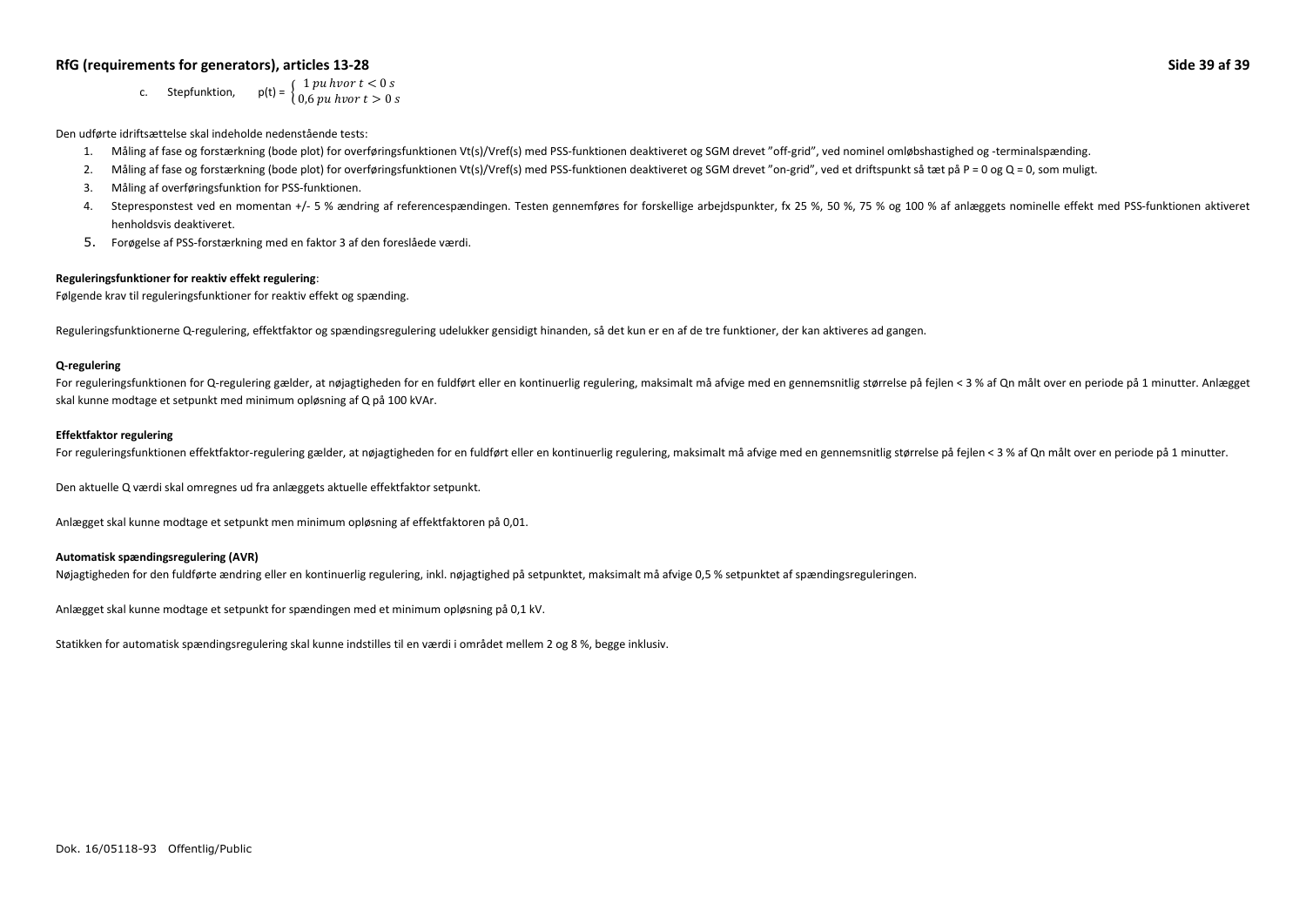c. Stepfunktion, $p(t) = \begin{cases} 1\,pu\;hvor\;t < 0\,s \\ 0{,}6\,pu\;hvor\;t > 0\,s \end{cases}$

Den udførte idriftsættelse skal indeholde nedenstående tests:

1. Måling af fase og forstærkning (bode plot) for overføringsfunktionen Vt(s)/Vref(s) med PSS-funktionen deaktiveret og SGM drevet "off-grid", ved nominel omløbshastighed og -terminalspænding.
2. Måling af fase og forstærkning (bode plot) for overføringsfunktionen Vt(s)/Vref(s) med PSS-funktionen deaktiveret og SGM drevet "on-grid", ved et driftspunkt så tæt på P = 0 og Q = 0, som muligt.
3. Måling af overføringsfunktion for PSS-funktionen.
4. Stepresponstest ved en momentan +/- 5 % ændring af referencespændingen. Testen gennemføres for forskellige arbejdspunkter, fx 25 %, 50 %, 75 % og 100 % af anlæggets nominelle effekt med PSS-funktionen aktiveret henholdsvis deaktiveret.
5. Forøgelse af PSS-forstærkning med en faktor 3 af den foreslåede værdi.

**Reguleringsfunktioner for reaktiv effekt regulering**:

Følgende krav til reguleringsfunktioner for reaktiv effekt og spænding.

Reguleringsfunktionerne Q-regulering, effektfaktor og spændingsregulering udelukker gensidigt hinanden, så det kun er en af de tre funktioner, der kan aktiveres ad gangen.

**Q-regulering**

For reguleringsfunktionen for Q-regulering gælder, at nøjagtigheden for en fuldført eller en kontinuerlig regulering, maksimalt må afvige med en gennemsnitlig størrelse på fejlen < 3 % af Qn målt over en periode på 1 minutter. Anlægget skal kunne modtage et setpunkt med minimum opløsning af Q på 100 kVAr.

**Effektfaktor regulering**

For reguleringsfunktionen effektfaktor-regulering gælder, at nøjagtigheden for en fuldført eller en kontinuerlig regulering, maksimalt må afvige med en gennemsnitlig størrelse på fejlen < 3 % af Qn målt over en periode på 1 minutter.

Den aktuelle Q værdi skal omregnes ud fra anlæggets aktuelle effektfaktor setpunkt.

Anlægget skal kunne modtage et setpunkt men minimum opløsning af effektfaktoren på 0,01.

**Automatisk spændingsregulering (AVR)**

Nøjagtigheden for den fuldførte ændring eller en kontinuerlig regulering, inkl. nøjagtighed på setpunktet, maksimalt må afvige 0,5 % setpunktet af spændingsreguleringen.

Anlægget skal kunne modtage et setpunkt for spændingen med et minimum opløsning på 0,1 kV.

Statikken for automatisk spændingsregulering skal kunne indstilles til en værdi i området mellem 2 og 8 %, begge inklusiv.